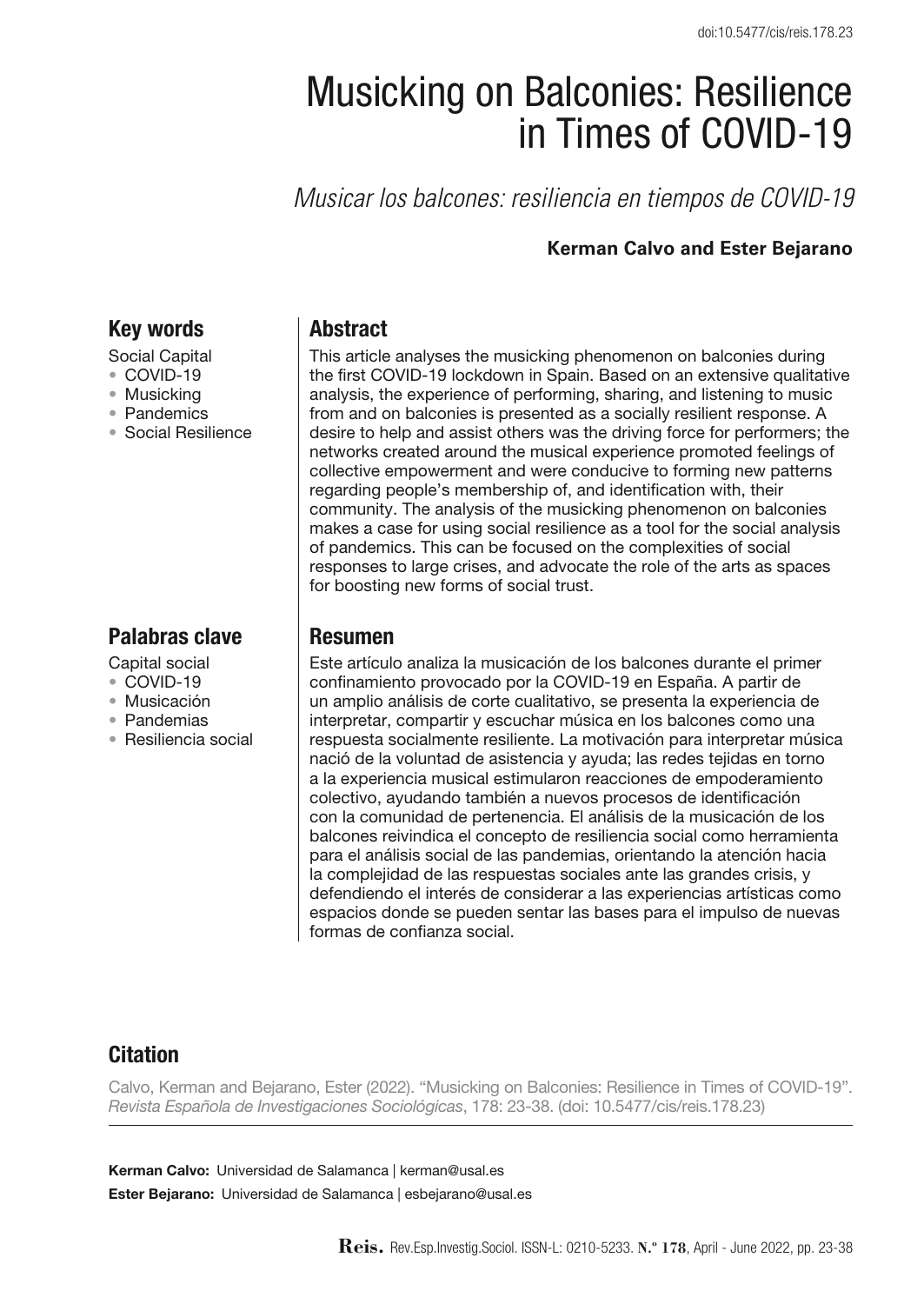doi:10.5477/cis/reis.178.23

# Musicking on Balconies: Resilience in Times of COVID-19

*Musicar los balcones: resiliencia en tiempos de COVID-19*

**Kerman Calvo and Ester Bejarano**

## Key words

Social Capital
- COVID-19
- Musicking
- Pandemics
- Social Resilience

## Abstract

This article analyses the musicking phenomenon on balconies during the first COVID-19 lockdown in Spain. Based on an extensive qualitative analysis, the experience of performing, sharing, and listening to music from and on balconies is presented as a socially resilient response. A desire to help and assist others was the driving force for performers; the networks created around the musical experience promoted feelings of collective empowerment and were conducive to forming new patterns regarding people's membership of, and identification with, their community. The analysis of the musicking phenomenon on balconies makes a case for using social resilience as a tool for the social analysis of pandemics. This can be focused on the complexities of social responses to large crises, and advocate the role of the arts as spaces for boosting new forms of social trust.

## Palabras clave

Capital social
- COVID-19
- Musicación
- Pandemias
- Resiliencia social

## Resumen

Este artículo analiza la musicación de los balcones durante el primer confinamiento provocado por la COVID-19 en España. A partir de un amplio análisis de corte cualitativo, se presenta la experiencia de interpretar, compartir y escuchar música en los balcones como una respuesta socialmente resiliente. La motivación para interpretar música nació de la voluntad de asistencia y ayuda; las redes tejidas en torno a la experiencia musical estimularon reacciones de empoderamiento colectivo, ayudando también a nuevos procesos de identificación con la comunidad de pertenencia. El análisis de la musicación de los balcones reivindica el concepto de resiliencia social como herramienta para el análisis social de las pandemias, orientando la atención hacia la complejidad de las respuestas sociales ante las grandes crisis, y defendiendo el interés de considerar a las experiencias artísticas como espacios donde se pueden sentar las bases para el impulso de nuevas formas de confianza social.

## Citation

Calvo, Kerman and Bejarano, Ester (2022). "Musicking on Balconies: Resilience in Times of COVID-19". *Revista Española de Investigaciones Sociológicas*, 178: 23-38. (doi: 10.5477/cis/reis.178.23)

**Kerman Calvo:** Universidad de Salamanca | kerman@usal.es

**Ester Bejarano:** Universidad de Salamanca | esbejarano@usal.es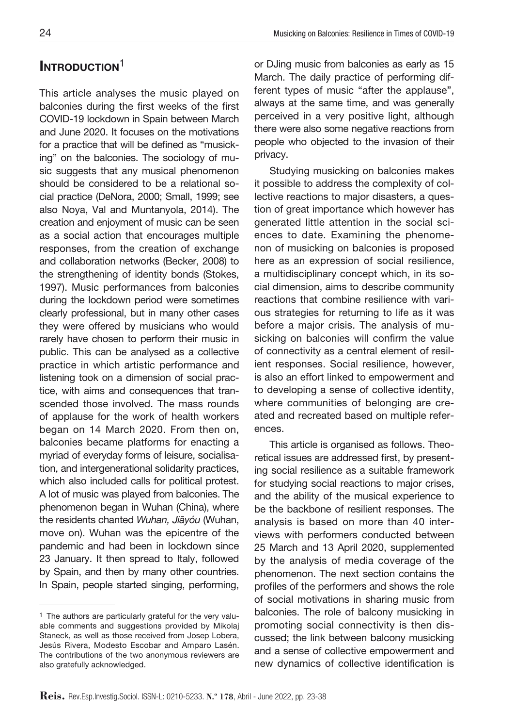# Introduction[1]

This article analyses the music played on balconies during the first weeks of the first COVID-19 lockdown in Spain between March and June 2020. It focuses on the motivations for a practice that will be defined as "musicking" on the balconies. The sociology of music suggests that any musical phenomenon should be considered to be a relational social practice (DeNora, 2000; Small, 1999; see also Noya, Val and Muntanyola, 2014). The creation and enjoyment of music can be seen as a social action that encourages multiple responses, from the creation of exchange and collaboration networks (Becker, 2008) to the strengthening of identity bonds (Stokes, 1997). Music performances from balconies during the lockdown period were sometimes clearly professional, but in many other cases they were offered by musicians who would rarely have chosen to perform their music in public. This can be analysed as a collective practice in which artistic performance and listening took on a dimension of social practice, with aims and consequences that transcended those involved. The mass rounds of applause for the work of health workers began on 14 March 2020. From then on, balconies became platforms for enacting a myriad of everyday forms of leisure, socialisation, and intergenerational solidarity practices, which also included calls for political protest. A lot of music was played from balconies. The phenomenon began in Wuhan (China), where the residents chanted *Wuhan, Jiāyóu* (Wuhan, move on). Wuhan was the epicentre of the pandemic and had been in lockdown since 23 January. It then spread to Italy, followed by Spain, and then by many other countries. In Spain, people started singing, performing, or DJing music from balconies as early as 15 March. The daily practice of performing different types of music "after the applause", always at the same time, and was generally perceived in a very positive light, although there were also some negative reactions from people who objected to the invasion of their privacy.

Studying musicking on balconies makes it possible to address the complexity of collective reactions to major disasters, a question of great importance which however has generated little attention in the social sciences to date. Examining the phenomenon of musicking on balconies is proposed here as an expression of social resilience, a multidisciplinary concept which, in its social dimension, aims to describe community reactions that combine resilience with various strategies for returning to life as it was before a major crisis. The analysis of musicking on balconies will confirm the value of connectivity as a central element of resilient responses. Social resilience, however, is also an effort linked to empowerment and to developing a sense of collective identity, where communities of belonging are created and recreated based on multiple references.

This article is organised as follows. Theoretical issues are addressed first, by presenting social resilience as a suitable framework for studying social reactions to major crises, and the ability of the musical experience to be the backbone of resilient responses. The analysis is based on more than 40 interviews with performers conducted between 25 March and 13 April 2020, supplemented by the analysis of media coverage of the phenomenon. The next section contains the profiles of the performers and shows the role of social motivations in sharing music from balconies. The role of balcony musicking in promoting social connectivity is then discussed; the link between balcony musicking and a sense of collective empowerment and new dynamics of collective identification is

---

[1] The authors are particularly grateful for the very valuable comments and suggestions provided by Mikolaj Staneck, as well as those received from Josep Lobera, Jesús Rivera, Modesto Escobar and Amparo Lasén. The contributions of the two anonymous reviewers are also gratefully acknowledged.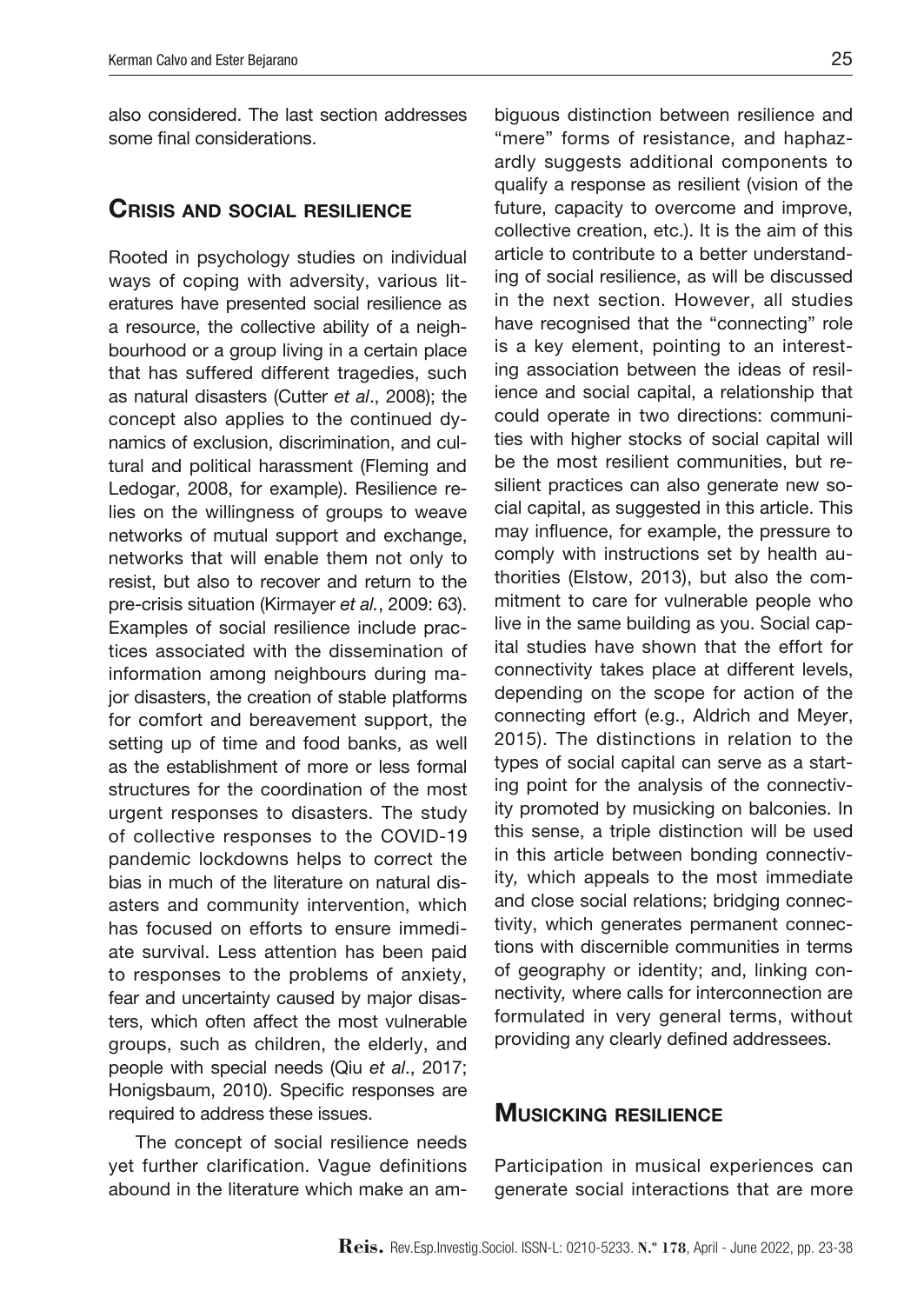also considered. The last section addresses some final considerations.

## Crisis and social resilience

Rooted in psychology studies on individual ways of coping with adversity, various literatures have presented social resilience as a resource, the collective ability of a neighbourhood or a group living in a certain place that has suffered different tragedies, such as natural disasters (Cutter *et al*., 2008); the concept also applies to the continued dynamics of exclusion, discrimination, and cultural and political harassment (Fleming and Ledogar, 2008, for example). Resilience relies on the willingness of groups to weave networks of mutual support and exchange, networks that will enable them not only to resist, but also to recover and return to the pre-crisis situation (Kirmayer *et al.*, 2009: 63). Examples of social resilience include practices associated with the dissemination of information among neighbours during major disasters, the creation of stable platforms for comfort and bereavement support, the setting up of time and food banks, as well as the establishment of more or less formal structures for the coordination of the most urgent responses to disasters. The study of collective responses to the COVID-19 pandemic lockdowns helps to correct the bias in much of the literature on natural disasters and community intervention, which has focused on efforts to ensure immediate survival. Less attention has been paid to responses to the problems of anxiety, fear and uncertainty caused by major disasters, which often affect the most vulnerable groups, such as children, the elderly, and people with special needs (Qiu *et al*., 2017; Honigsbaum, 2010). Specific responses are required to address these issues.

The concept of social resilience needs yet further clarification. Vague definitions abound in the literature which make an ambiguous distinction between resilience and "mere" forms of resistance, and haphazardly suggests additional components to qualify a response as resilient (vision of the future, capacity to overcome and improve, collective creation, etc.). It is the aim of this article to contribute to a better understanding of social resilience, as will be discussed in the next section. However, all studies have recognised that the "connecting" role is a key element, pointing to an interesting association between the ideas of resilience and social capital, a relationship that could operate in two directions: communities with higher stocks of social capital will be the most resilient communities, but resilient practices can also generate new social capital, as suggested in this article. This may influence, for example, the pressure to comply with instructions set by health authorities (Elstow, 2013), but also the commitment to care for vulnerable people who live in the same building as you. Social capital studies have shown that the effort for connectivity takes place at different levels, depending on the scope for action of the connecting effort (e.g., Aldrich and Meyer, 2015). The distinctions in relation to the types of social capital can serve as a starting point for the analysis of the connectivity promoted by musicking on balconies. In this sense, a triple distinction will be used in this article between bonding connectivity*,* which appeals to the most immediate and close social relations; bridging connectivity, which generates permanent connections with discernible communities in terms of geography or identity; and, linking connectivity*,* where calls for interconnection are formulated in very general terms, without providing any clearly defined addressees.

## Musicking resilience

Participation in musical experiences can generate social interactions that are more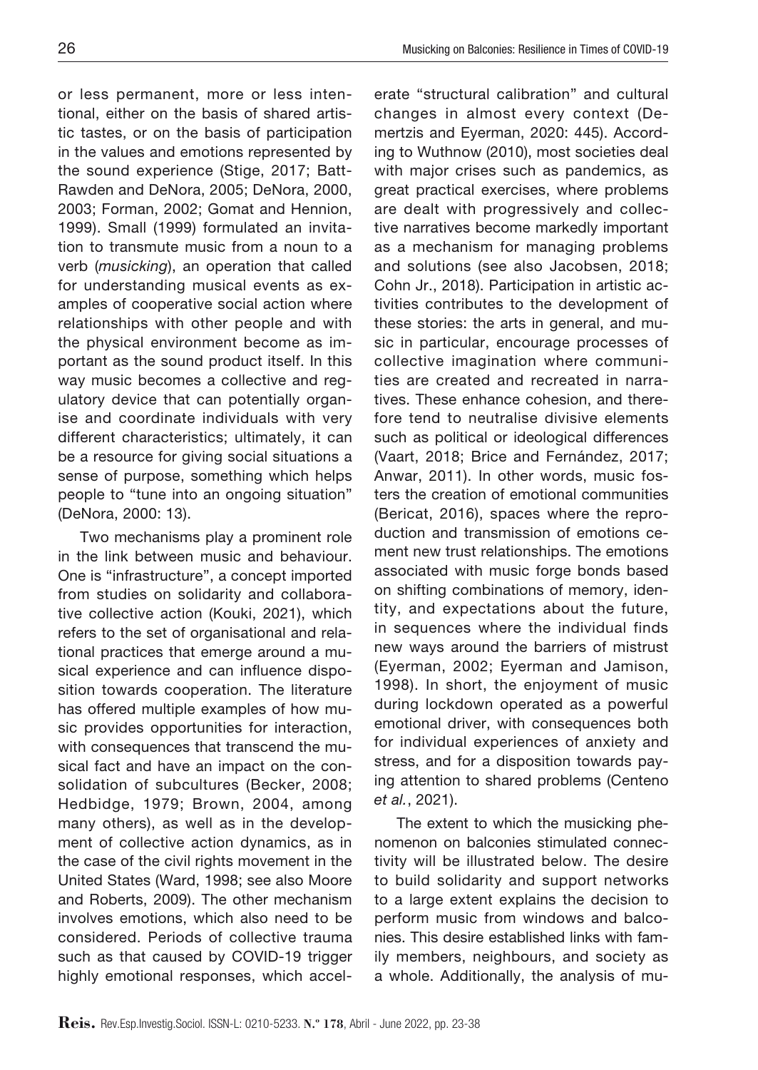or less permanent, more or less intentional, either on the basis of shared artistic tastes, or on the basis of participation in the values and emotions represented by the sound experience (Stige, 2017; Batt-Rawden and DeNora, 2005; DeNora, 2000, 2003; Forman, 2002; Gomat and Hennion, 1999). Small (1999) formulated an invitation to transmute music from a noun to a verb (*musicking*), an operation that called for understanding musical events as examples of cooperative social action where relationships with other people and with the physical environment become as important as the sound product itself. In this way music becomes a collective and regulatory device that can potentially organise and coordinate individuals with very different characteristics; ultimately, it can be a resource for giving social situations a sense of purpose, something which helps people to "tune into an ongoing situation" (DeNora, 2000: 13).

Two mechanisms play a prominent role in the link between music and behaviour. One is "infrastructure", a concept imported from studies on solidarity and collaborative collective action (Kouki, 2021), which refers to the set of organisational and relational practices that emerge around a musical experience and can influence disposition towards cooperation. The literature has offered multiple examples of how music provides opportunities for interaction, with consequences that transcend the musical fact and have an impact on the consolidation of subcultures (Becker, 2008; Hedbidge, 1979; Brown, 2004, among many others), as well as in the development of collective action dynamics, as in the case of the civil rights movement in the United States (Ward, 1998; see also Moore and Roberts, 2009). The other mechanism involves emotions, which also need to be considered. Periods of collective trauma such as that caused by COVID-19 trigger highly emotional responses, which accelerate "structural calibration" and cultural changes in almost every context (Demertzis and Eyerman, 2020: 445). According to Wuthnow (2010), most societies deal with major crises such as pandemics, as great practical exercises, where problems are dealt with progressively and collective narratives become markedly important as a mechanism for managing problems and solutions (see also Jacobsen, 2018; Cohn Jr., 2018). Participation in artistic activities contributes to the development of these stories: the arts in general, and music in particular, encourage processes of collective imagination where communities are created and recreated in narratives. These enhance cohesion, and therefore tend to neutralise divisive elements such as political or ideological differences (Vaart, 2018; Brice and Fernández, 2017; Anwar, 2011). In other words, music fosters the creation of emotional communities (Bericat, 2016), spaces where the reproduction and transmission of emotions cement new trust relationships. The emotions associated with music forge bonds based on shifting combinations of memory, identity, and expectations about the future, in sequences where the individual finds new ways around the barriers of mistrust (Eyerman, 2002; Eyerman and Jamison, 1998). In short, the enjoyment of music during lockdown operated as a powerful emotional driver, with consequences both for individual experiences of anxiety and stress, and for a disposition towards paying attention to shared problems (Centeno *et al.*, 2021).

The extent to which the musicking phenomenon on balconies stimulated connectivity will be illustrated below. The desire to build solidarity and support networks to a large extent explains the decision to perform music from windows and balconies. This desire established links with family members, neighbours, and society as a whole. Additionally, the analysis of mu-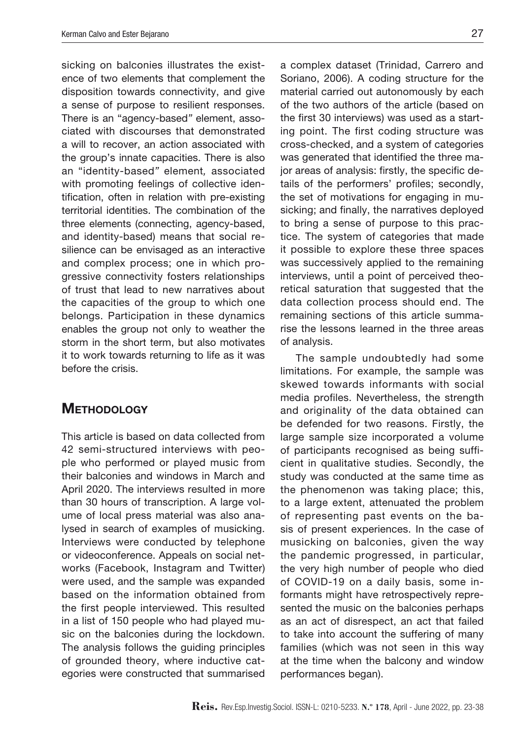sicking on balconies illustrates the existence of two elements that complement the disposition towards connectivity, and give a sense of purpose to resilient responses. There is an "agency-based" element, associated with discourses that demonstrated a will to recover, an action associated with the group's innate capacities. There is also an "identity-based" element, associated with promoting feelings of collective identification, often in relation with pre-existing territorial identities. The combination of the three elements (connecting, agency-based, and identity-based) means that social resilience can be envisaged as an interactive and complex process; one in which progressive connectivity fosters relationships of trust that lead to new narratives about the capacities of the group to which one belongs. Participation in these dynamics enables the group not only to weather the storm in the short term, but also motivates it to work towards returning to life as it was before the crisis.

## Methodology

This article is based on data collected from 42 semi-structured interviews with people who performed or played music from their balconies and windows in March and April 2020. The interviews resulted in more than 30 hours of transcription. A large volume of local press material was also analysed in search of examples of musicking. Interviews were conducted by telephone or videoconference. Appeals on social networks (Facebook, Instagram and Twitter) were used, and the sample was expanded based on the information obtained from the first people interviewed. This resulted in a list of 150 people who had played music on the balconies during the lockdown. The analysis follows the guiding principles of grounded theory, where inductive categories were constructed that summarised a complex dataset (Trinidad, Carrero and Soriano, 2006). A coding structure for the material carried out autonomously by each of the two authors of the article (based on the first 30 interviews) was used as a starting point. The first coding structure was cross-checked, and a system of categories was generated that identified the three major areas of analysis: firstly, the specific details of the performers' profiles; secondly, the set of motivations for engaging in musicking; and finally, the narratives deployed to bring a sense of purpose to this practice. The system of categories that made it possible to explore these three spaces was successively applied to the remaining interviews, until a point of perceived theoretical saturation that suggested that the data collection process should end. The remaining sections of this article summarise the lessons learned in the three areas of analysis.

The sample undoubtedly had some limitations. For example, the sample was skewed towards informants with social media profiles. Nevertheless, the strength and originality of the data obtained can be defended for two reasons. Firstly, the large sample size incorporated a volume of participants recognised as being sufficient in qualitative studies. Secondly, the study was conducted at the same time as the phenomenon was taking place; this, to a large extent, attenuated the problem of representing past events on the basis of present experiences. In the case of musicking on balconies, given the way the pandemic progressed, in particular, the very high number of people who died of COVID-19 on a daily basis, some informants might have retrospectively represented the music on the balconies perhaps as an act of disrespect, an act that failed to take into account the suffering of many families (which was not seen in this way at the time when the balcony and window performances began).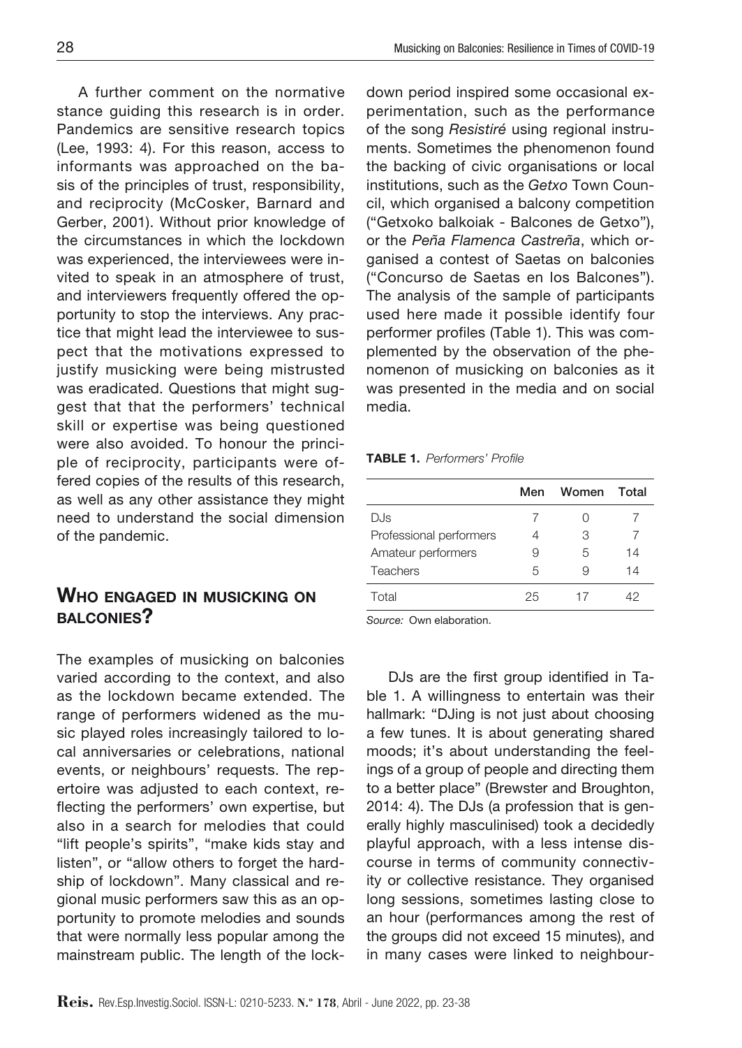A further comment on the normative stance guiding this research is in order. Pandemics are sensitive research topics (Lee, 1993: 4). For this reason, access to informants was approached on the basis of the principles of trust, responsibility, and reciprocity (McCosker, Barnard and Gerber, 2001). Without prior knowledge of the circumstances in which the lockdown was experienced, the interviewees were invited to speak in an atmosphere of trust, and interviewers frequently offered the opportunity to stop the interviews. Any practice that might lead the interviewee to suspect that the motivations expressed to justify musicking were being mistrusted was eradicated. Questions that might suggest that that the performers' technical skill or expertise was being questioned were also avoided. To honour the principle of reciprocity, participants were offered copies of the results of this research, as well as any other assistance they might need to understand the social dimension of the pandemic.

## Who engaged in musicking on balconies?

The examples of musicking on balconies varied according to the context, and also as the lockdown became extended. The range of performers widened as the music played roles increasingly tailored to local anniversaries or celebrations, national events, or neighbours' requests. The repertoire was adjusted to each context, reflecting the performers' own expertise, but also in a search for melodies that could "lift people's spirits", "make kids stay and listen", or "allow others to forget the hardship of lockdown". Many classical and regional music performers saw this as an opportunity to promote melodies and sounds that were normally less popular among the mainstream public. The length of the lockdown period inspired some occasional experimentation, such as the performance of the song *Resistiré* using regional instruments. Sometimes the phenomenon found the backing of civic organisations or local institutions, such as the *Getxo* Town Council, which organised a balcony competition ("Getxoko balkoiak - Balcones de Getxo"), or the *Peña Flamenca Castreña*, which organised a contest of Saetas on balconies ("Concurso de Saetas en los Balcones"). The analysis of the sample of participants used here made it possible identify four performer profiles (Table 1). This was complemented by the observation of the phenomenon of musicking on balconies as it was presented in the media and on social media.

**TABLE 1.** *Performers' Profile*

| | Men | Women | Total |
|---|---|---|---|
| DJs | 7 | 0 | 7 |
| Professional performers | 4 | 3 | 7 |
| Amateur performers | 9 | 5 | 14 |
| Teachers | 5 | 9 | 14 |
| Total | 25 | 17 | 42 |

*Source:* Own elaboration.

DJs are the first group identified in Table 1. A willingness to entertain was their hallmark: "DJing is not just about choosing a few tunes. It is about generating shared moods; it's about understanding the feelings of a group of people and directing them to a better place" (Brewster and Broughton, 2014: 4). The DJs (a profession that is generally highly masculinised) took a decidedly playful approach, with a less intense discourse in terms of community connectivity or collective resistance. They organised long sessions, sometimes lasting close to an hour (performances among the rest of the groups did not exceed 15 minutes), and in many cases were linked to neighbour-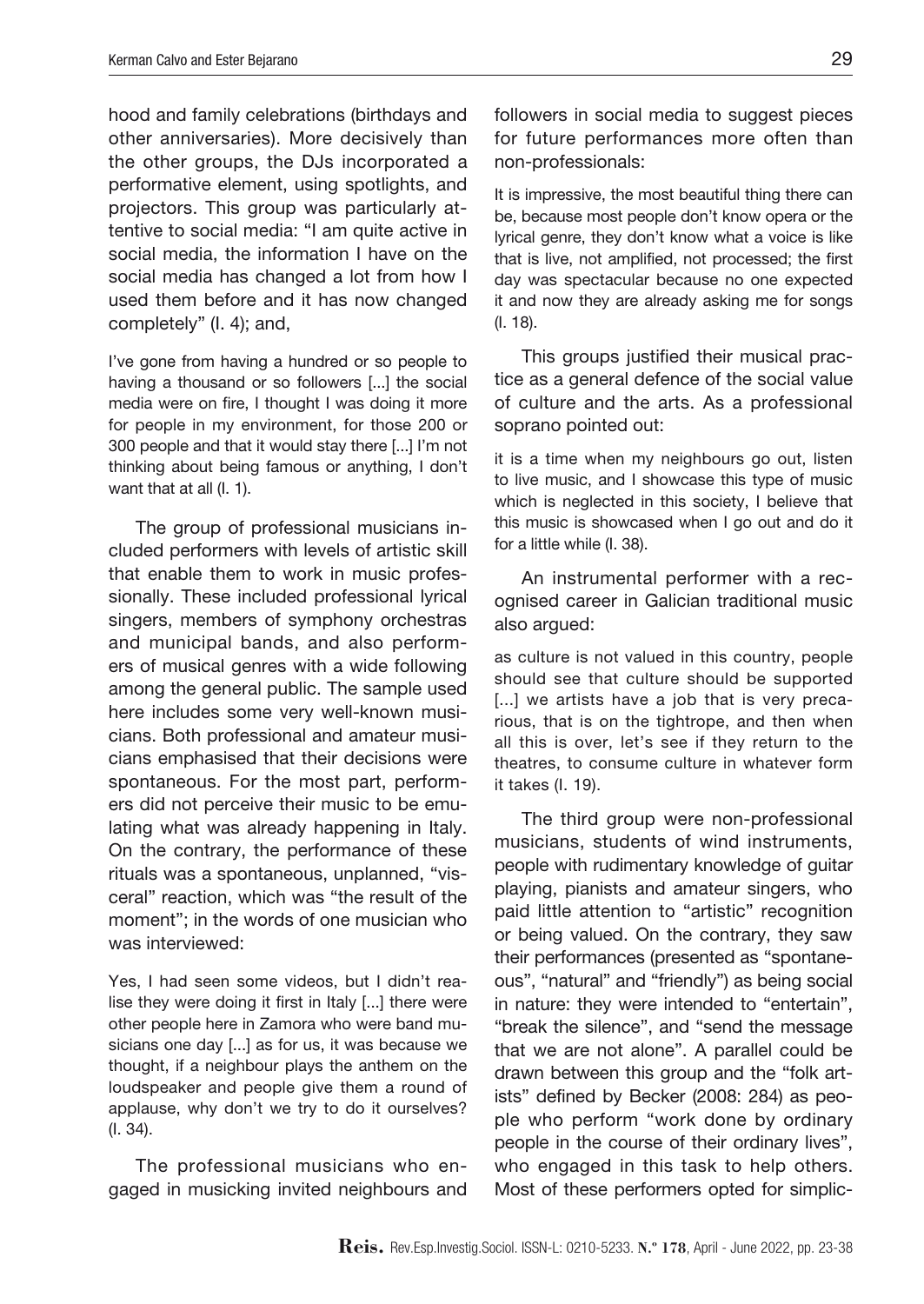hood and family celebrations (birthdays and other anniversaries). More decisively than the other groups, the DJs incorporated a performative element, using spotlights, and projectors. This group was particularly attentive to social media: "I am quite active in social media, the information I have on the social media has changed a lot from how I used them before and it has now changed completely" (I. 4); and,

> I've gone from having a hundred or so people to having a thousand or so followers [...] the social media were on fire, I thought I was doing it more for people in my environment, for those 200 or 300 people and that it would stay there [...] I'm not thinking about being famous or anything, I don't want that at all (I. 1).

The group of professional musicians included performers with levels of artistic skill that enable them to work in music professionally. These included professional lyrical singers, members of symphony orchestras and municipal bands, and also performers of musical genres with a wide following among the general public. The sample used here includes some very well-known musicians. Both professional and amateur musicians emphasised that their decisions were spontaneous. For the most part, performers did not perceive their music to be emulating what was already happening in Italy. On the contrary, the performance of these rituals was a spontaneous, unplanned, "visceral" reaction, which was "the result of the moment"; in the words of one musician who was interviewed:

> Yes, I had seen some videos, but I didn't realise they were doing it first in Italy [...] there were other people here in Zamora who were band musicians one day [...] as for us, it was because we thought, if a neighbour plays the anthem on the loudspeaker and people give them a round of applause, why don't we try to do it ourselves? (I. 34).

The professional musicians who engaged in musicking invited neighbours and followers in social media to suggest pieces for future performances more often than non-professionals:

> It is impressive, the most beautiful thing there can be, because most people don't know opera or the lyrical genre, they don't know what a voice is like that is live, not amplified, not processed; the first day was spectacular because no one expected it and now they are already asking me for songs (I. 18).

This groups justified their musical practice as a general defence of the social value of culture and the arts. As a professional soprano pointed out:

> it is a time when my neighbours go out, listen to live music, and I showcase this type of music which is neglected in this society, I believe that this music is showcased when I go out and do it for a little while (I. 38).

An instrumental performer with a recognised career in Galician traditional music also argued:

> as culture is not valued in this country, people should see that culture should be supported [...] we artists have a job that is very precarious, that is on the tightrope, and then when all this is over, let's see if they return to the theatres, to consume culture in whatever form it takes (I. 19).

The third group were non-professional musicians, students of wind instruments, people with rudimentary knowledge of guitar playing, pianists and amateur singers, who paid little attention to "artistic" recognition or being valued. On the contrary, they saw their performances (presented as "spontaneous", "natural" and "friendly") as being social in nature: they were intended to "entertain", "break the silence", and "send the message that we are not alone". A parallel could be drawn between this group and the "folk artists" defined by Becker (2008: 284) as people who perform "work done by ordinary people in the course of their ordinary lives", who engaged in this task to help others. Most of these performers opted for simplic-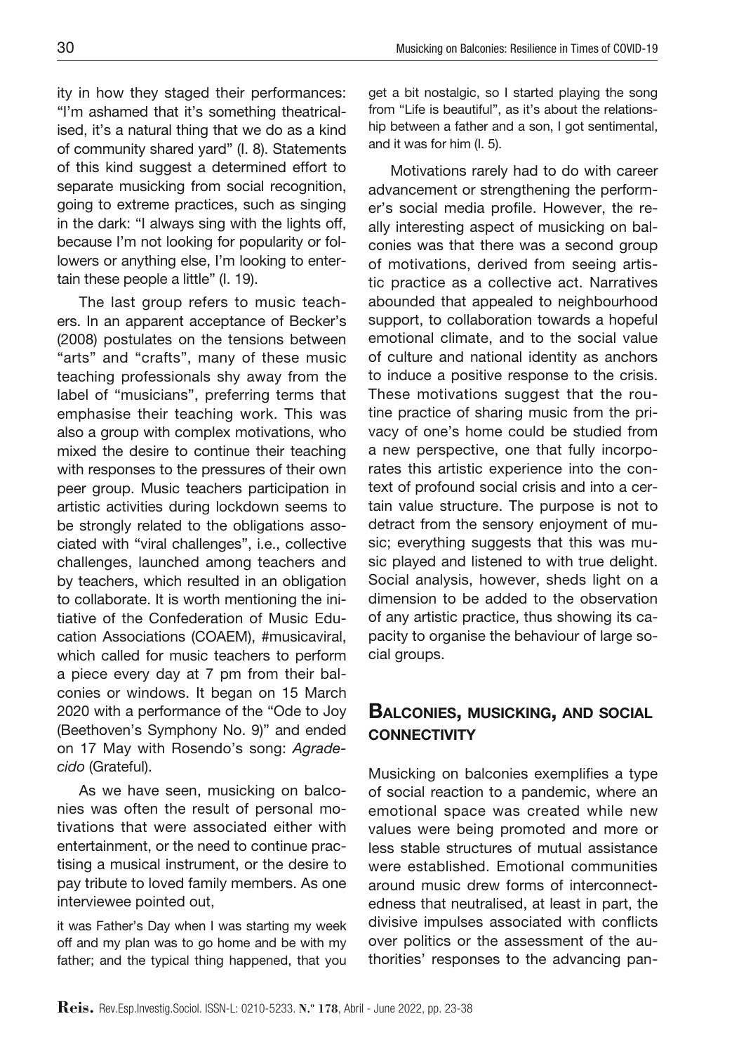ity in how they staged their performances: "I'm ashamed that it's something theatricalised, it's a natural thing that we do as a kind of community shared yard" (I. 8). Statements of this kind suggest a determined effort to separate musicking from social recognition, going to extreme practices, such as singing in the dark: "I always sing with the lights off, because I'm not looking for popularity or followers or anything else, I'm looking to entertain these people a little" (I. 19).

The last group refers to music teachers. In an apparent acceptance of Becker's (2008) postulates on the tensions between "arts" and "crafts", many of these music teaching professionals shy away from the label of "musicians", preferring terms that emphasise their teaching work. This was also a group with complex motivations, who mixed the desire to continue their teaching with responses to the pressures of their own peer group. Music teachers participation in artistic activities during lockdown seems to be strongly related to the obligations associated with "viral challenges", i.e., collective challenges, launched among teachers and by teachers, which resulted in an obligation to collaborate. It is worth mentioning the initiative of the Confederation of Music Education Associations (COAEM), #musicaviral, which called for music teachers to perform a piece every day at 7 pm from their balconies or windows. It began on 15 March 2020 with a performance of the "Ode to Joy (Beethoven's Symphony No. 9)" and ended on 17 May with Rosendo's song: *Agradecido* (Grateful).

As we have seen, musicking on balconies was often the result of personal motivations that were associated either with entertainment, or the need to continue practising a musical instrument, or the desire to pay tribute to loved family members. As one interviewee pointed out,

> it was Father's Day when I was starting my week off and my plan was to go home and be with my father; and the typical thing happened, that you get a bit nostalgic, so I started playing the song from "Life is beautiful", as it's about the relationship between a father and a son, I got sentimental, and it was for him (I. 5).

Motivations rarely had to do with career advancement or strengthening the performer's social media profile. However, the really interesting aspect of musicking on balconies was that there was a second group of motivations, derived from seeing artistic practice as a collective act. Narratives abounded that appealed to neighbourhood support, to collaboration towards a hopeful emotional climate, and to the social value of culture and national identity as anchors to induce a positive response to the crisis. These motivations suggest that the routine practice of sharing music from the privacy of one's home could be studied from a new perspective, one that fully incorporates this artistic experience into the context of profound social crisis and into a certain value structure. The purpose is not to detract from the sensory enjoyment of music; everything suggests that this was music played and listened to with true delight. Social analysis, however, sheds light on a dimension to be added to the observation of any artistic practice, thus showing its capacity to organise the behaviour of large social groups.

## Balconies, musicking, and social connectivity

Musicking on balconies exemplifies a type of social reaction to a pandemic, where an emotional space was created while new values were being promoted and more or less stable structures of mutual assistance were established. Emotional communities around music drew forms of interconnectedness that neutralised, at least in part, the divisive impulses associated with conflicts over politics or the assessment of the authorities' responses to the advancing pan-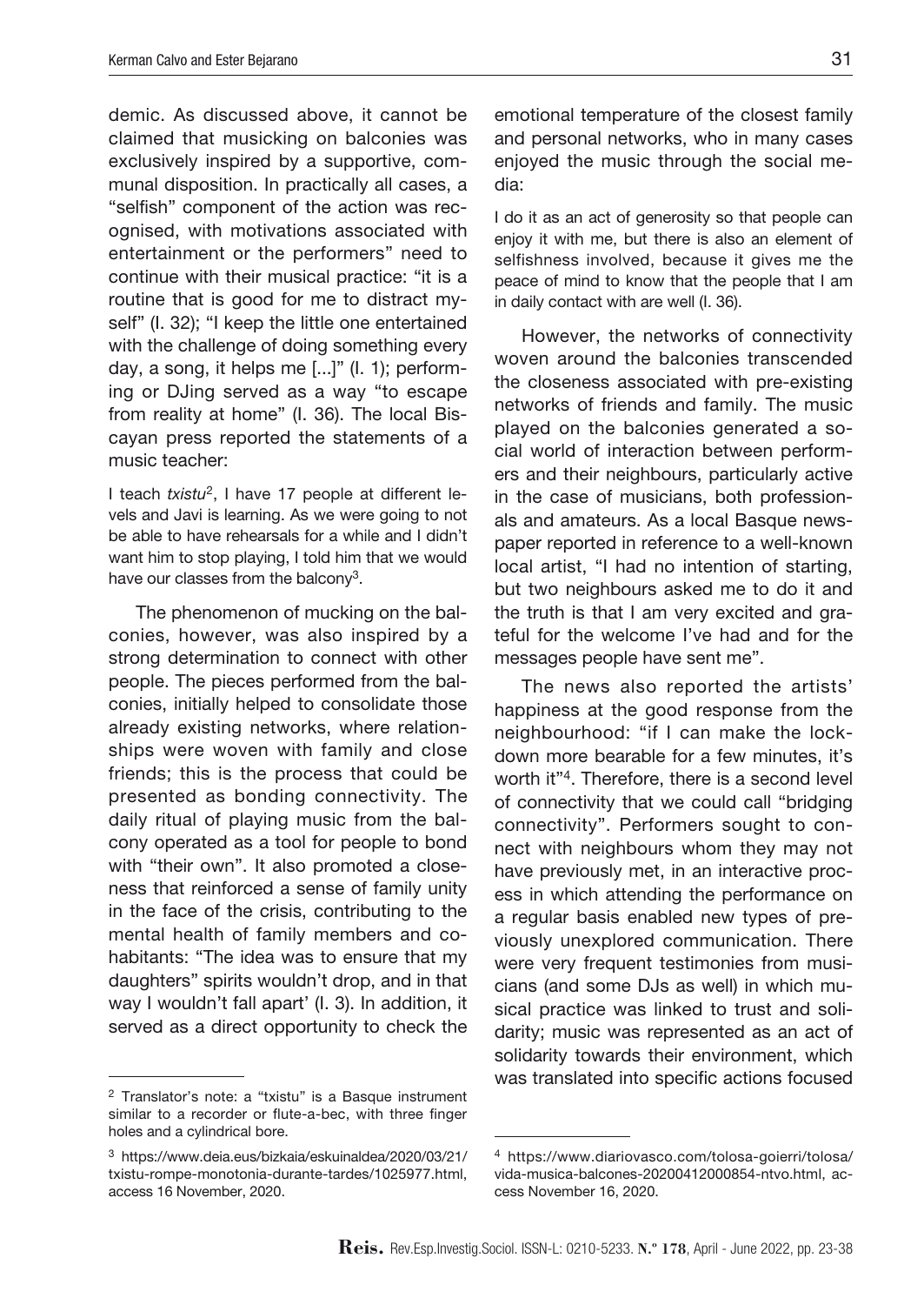demic. As discussed above, it cannot be claimed that musicking on balconies was exclusively inspired by a supportive, communal disposition. In practically all cases, a "selfish" component of the action was recognised, with motivations associated with entertainment or the performers" need to continue with their musical practice: "it is a routine that is good for me to distract myself" (I. 32); "I keep the little one entertained with the challenge of doing something every day, a song, it helps me [...]" (I. 1); performing or DJing served as a way "to escape from reality at home" (I. 36). The local Biscayan press reported the statements of a music teacher:

> I teach *txistu*[2], I have 17 people at different levels and Javi is learning. As we were going to not be able to have rehearsals for a while and I didn't want him to stop playing, I told him that we would have our classes from the balcony[3].

The phenomenon of mucking on the balconies, however, was also inspired by a strong determination to connect with other people. The pieces performed from the balconies, initially helped to consolidate those already existing networks, where relationships were woven with family and close friends; this is the process that could be presented as bonding connectivity. The daily ritual of playing music from the balcony operated as a tool for people to bond with "their own". It also promoted a closeness that reinforced a sense of family unity in the face of the crisis, contributing to the mental health of family members and cohabitants: "The idea was to ensure that my daughters" spirits wouldn't drop, and in that way I wouldn't fall apart' (I. 3). In addition, it served as a direct opportunity to check the emotional temperature of the closest family and personal networks, who in many cases enjoyed the music through the social media:

> I do it as an act of generosity so that people can enjoy it with me, but there is also an element of selfishness involved, because it gives me the peace of mind to know that the people that I am in daily contact with are well (I. 36).

However, the networks of connectivity woven around the balconies transcended the closeness associated with pre-existing networks of friends and family. The music played on the balconies generated a social world of interaction between performers and their neighbours, particularly active in the case of musicians, both professionals and amateurs. As a local Basque newspaper reported in reference to a well-known local artist, "I had no intention of starting, but two neighbours asked me to do it and the truth is that I am very excited and grateful for the welcome I've had and for the messages people have sent me".

The news also reported the artists' happiness at the good response from the neighbourhood: "if I can make the lockdown more bearable for a few minutes, it's worth it"[4]. Therefore, there is a second level of connectivity that we could call "bridging connectivity". Performers sought to connect with neighbours whom they may not have previously met, in an interactive process in which attending the performance on a regular basis enabled new types of previously unexplored communication. There were very frequent testimonies from musicians (and some DJs as well) in which musical practice was linked to trust and solidarity; music was represented as an act of solidarity towards their environment, which was translated into specific actions focused

---

[2] Translator's note: a "txistu" is a Basque instrument similar to a recorder or flute-a-bec, with three finger holes and a cylindrical bore.

[3] https://www.deia.eus/bizkaia/eskuinaldea/2020/03/21/txistu-rompe-monotonia-durante-tardes/1025977.html, access 16 November, 2020.

[4] https://www.diariovasco.com/tolosa-goierri/tolosa/vida-musica-balcones-20200412000854-ntvo.html, access November 16, 2020.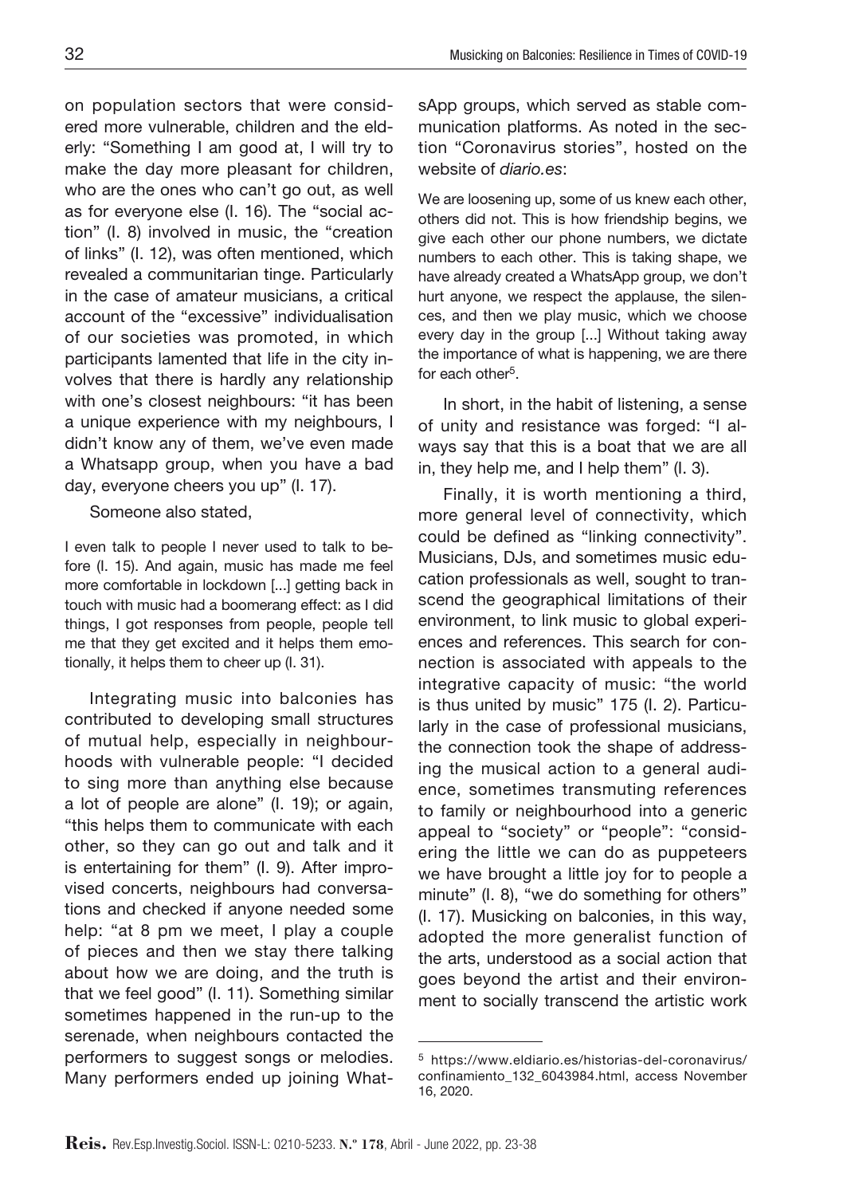on population sectors that were considered more vulnerable, children and the elderly: "Something I am good at, I will try to make the day more pleasant for children, who are the ones who can't go out, as well as for everyone else (I. 16). The "social action" (I. 8) involved in music, the "creation of links" (I. 12), was often mentioned, which revealed a communitarian tinge. Particularly in the case of amateur musicians, a critical account of the "excessive" individualisation of our societies was promoted, in which participants lamented that life in the city involves that there is hardly any relationship with one's closest neighbours: "it has been a unique experience with my neighbours, I didn't know any of them, we've even made a Whatsapp group, when you have a bad day, everyone cheers you up" (I. 17).

Someone also stated,

> I even talk to people I never used to talk to before (I. 15). And again, music has made me feel more comfortable in lockdown [...] getting back in touch with music had a boomerang effect: as I did things, I got responses from people, people tell me that they get excited and it helps them emotionally, it helps them to cheer up (I. 31).

Integrating music into balconies has contributed to developing small structures of mutual help, especially in neighbourhoods with vulnerable people: "I decided to sing more than anything else because a lot of people are alone" (I. 19); or again, "this helps them to communicate with each other, so they can go out and talk and it is entertaining for them" (I. 9). After improvised concerts, neighbours had conversations and checked if anyone needed some help: "at 8 pm we meet, I play a couple of pieces and then we stay there talking about how we are doing, and the truth is that we feel good" (I. 11). Something similar sometimes happened in the run-up to the serenade, when neighbours contacted the performers to suggest songs or melodies. Many performers ended up joining WhatsApp groups, which served as stable communication platforms. As noted in the section "Coronavirus stories", hosted on the website of *diario.es*:

> We are loosening up, some of us knew each other, others did not. This is how friendship begins, we give each other our phone numbers, we dictate numbers to each other. This is taking shape, we have already created a WhatsApp group, we don't hurt anyone, we respect the applause, the silences, and then we play music, which we choose every day in the group [...] Without taking away the importance of what is happening, we are there for each other[5].

In short, in the habit of listening, a sense of unity and resistance was forged: "I always say that this is a boat that we are all in, they help me, and I help them" (I. 3).

Finally, it is worth mentioning a third, more general level of connectivity, which could be defined as "linking connectivity". Musicians, DJs, and sometimes music education professionals as well, sought to transcend the geographical limitations of their environment, to link music to global experiences and references. This search for connection is associated with appeals to the integrative capacity of music: "the world is thus united by music" 175 (I. 2). Particularly in the case of professional musicians, the connection took the shape of addressing the musical action to a general audience, sometimes transmuting references to family or neighbourhood into a generic appeal to "society" or "people": "considering the little we can do as puppeteers we have brought a little joy for to people a minute" (I. 8), "we do something for others" (I. 17). Musicking on balconies, in this way, adopted the more generalist function of the arts, understood as a social action that goes beyond the artist and their environment to socially transcend the artistic work

---

[5] https://www.eldiario.es/historias-del-coronavirus/confinamiento_132_6043984.html, access November 16, 2020.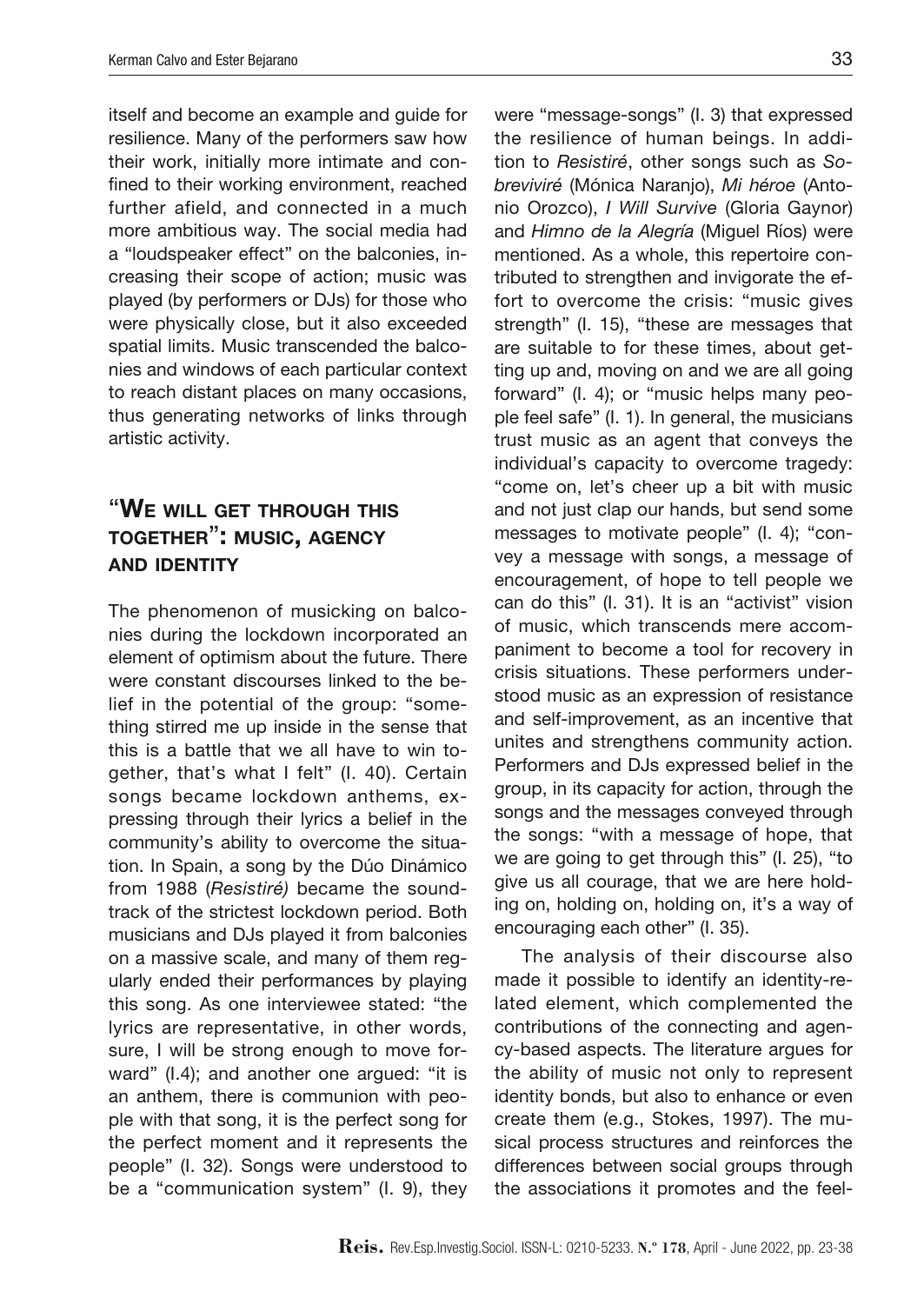itself and become an example and guide for resilience. Many of the performers saw how their work, initially more intimate and confined to their working environment, reached further afield, and connected in a much more ambitious way. The social media had a "loudspeaker effect" on the balconies, increasing their scope of action; music was played (by performers or DJs) for those who were physically close, but it also exceeded spatial limits. Music transcended the balconies and windows of each particular context to reach distant places on many occasions, thus generating networks of links through artistic activity.

## "We will get through this together": music, agency and identity

The phenomenon of musicking on balconies during the lockdown incorporated an element of optimism about the future. There were constant discourses linked to the belief in the potential of the group: "something stirred me up inside in the sense that this is a battle that we all have to win together, that's what I felt" (I. 40). Certain songs became lockdown anthems, expressing through their lyrics a belief in the community's ability to overcome the situation. In Spain, a song by the Dúo Dinámico from 1988 (*Resistiré)* became the soundtrack of the strictest lockdown period. Both musicians and DJs played it from balconies on a massive scale, and many of them regularly ended their performances by playing this song. As one interviewee stated: "the lyrics are representative, in other words, sure, I will be strong enough to move forward" (I.4); and another one argued: "it is an anthem, there is communion with people with that song, it is the perfect song for the perfect moment and it represents the people" (I. 32). Songs were understood to be a "communication system" (I. 9), they were "message-songs" (I. 3) that expressed the resilience of human beings. In addition to *Resistiré*, other songs such as *Sobreviviré* (Mónica Naranjo), *Mi héroe* (Antonio Orozco), *I Will Survive* (Gloria Gaynor) and *Himno de la Alegría* (Miguel Ríos) were mentioned. As a whole, this repertoire contributed to strengthen and invigorate the effort to overcome the crisis: "music gives strength" (I. 15), "these are messages that are suitable to for these times, about getting up and, moving on and we are all going forward" (I. 4); or "music helps many people feel safe" (I. 1). In general, the musicians trust music as an agent that conveys the individual's capacity to overcome tragedy: "come on, let's cheer up a bit with music and not just clap our hands, but send some messages to motivate people" (I. 4); "convey a message with songs, a message of encouragement, of hope to tell people we can do this" (I. 31). It is an "activist" vision of music, which transcends mere accompaniment to become a tool for recovery in crisis situations. These performers understood music as an expression of resistance and self-improvement, as an incentive that unites and strengthens community action. Performers and DJs expressed belief in the group, in its capacity for action, through the songs and the messages conveyed through the songs: "with a message of hope, that we are going to get through this" (I. 25), "to give us all courage, that we are here holding on, holding on, holding on, it's a way of encouraging each other" (I. 35).

The analysis of their discourse also made it possible to identify an identity-related element, which complemented the contributions of the connecting and agency-based aspects. The literature argues for the ability of music not only to represent identity bonds, but also to enhance or even create them (e.g., Stokes, 1997). The musical process structures and reinforces the differences between social groups through the associations it promotes and the feel-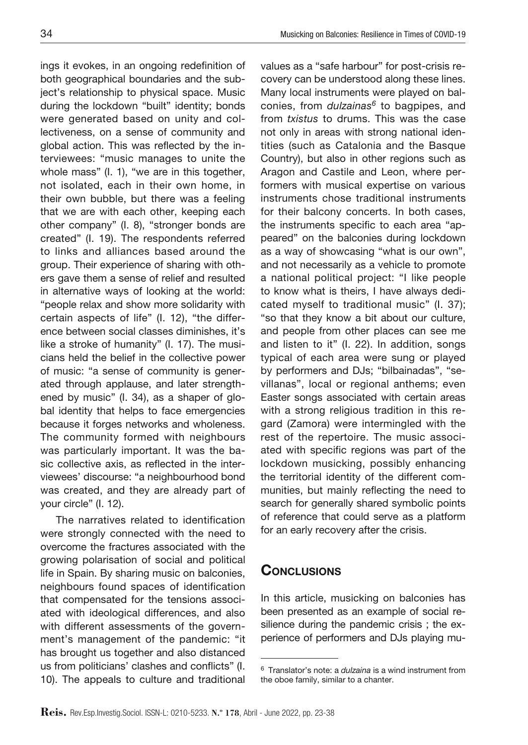ings it evokes, in an ongoing redefinition of both geographical boundaries and the subject's relationship to physical space. Music during the lockdown "built" identity; bonds were generated based on unity and collectiveness, on a sense of community and global action. This was reflected by the interviewees: "music manages to unite the whole mass" (I. 1), "we are in this together, not isolated, each in their own home, in their own bubble, but there was a feeling that we are with each other, keeping each other company" (I. 8), "stronger bonds are created" (I. 19). The respondents referred to links and alliances based around the group. Their experience of sharing with others gave them a sense of relief and resulted in alternative ways of looking at the world: "people relax and show more solidarity with certain aspects of life" (I. 12), "the difference between social classes diminishes, it's like a stroke of humanity" (I. 17). The musicians held the belief in the collective power of music: "a sense of community is generated through applause, and later strengthened by music" (I. 34), as a shaper of global identity that helps to face emergencies because it forges networks and wholeness. The community formed with neighbours was particularly important. It was the basic collective axis, as reflected in the interviewees' discourse: "a neighbourhood bond was created, and they are already part of your circle" (I. 12).

The narratives related to identification were strongly connected with the need to overcome the fractures associated with the growing polarisation of social and political life in Spain. By sharing music on balconies, neighbours found spaces of identification that compensated for the tensions associated with ideological differences, and also with different assessments of the government's management of the pandemic: "it has brought us together and also distanced us from politicians' clashes and conflicts" (I. 10). The appeals to culture and traditional values as a "safe harbour" for post-crisis recovery can be understood along these lines. Many local instruments were played on balconies, from *dulzainas*[6] to bagpipes, and from *txistus* to drums. This was the case not only in areas with strong national identities (such as Catalonia and the Basque Country), but also in other regions such as Aragon and Castile and Leon, where performers with musical expertise on various instruments chose traditional instruments for their balcony concerts. In both cases, the instruments specific to each area "appeared" on the balconies during lockdown as a way of showcasing "what is our own", and not necessarily as a vehicle to promote a national political project: "I like people to know what is theirs, I have always dedicated myself to traditional music" (I. 37); "so that they know a bit about our culture, and people from other places can see me and listen to it" (I. 22). In addition, songs typical of each area were sung or played by performers and DJs; "bilbainadas", "sevillanas", local or regional anthems; even Easter songs associated with certain areas with a strong religious tradition in this regard (Zamora) were intermingled with the rest of the repertoire. The music associated with specific regions was part of the lockdown musicking, possibly enhancing the territorial identity of the different communities, but mainly reflecting the need to search for generally shared symbolic points of reference that could serve as a platform for an early recovery after the crisis.

## Conclusions

In this article, musicking on balconies has been presented as an example of social resilience during the pandemic crisis ; the experience of performers and DJs playing mu-

[6] Translator's note: a *dulzaina* is a wind instrument from the oboe family, similar to a chanter.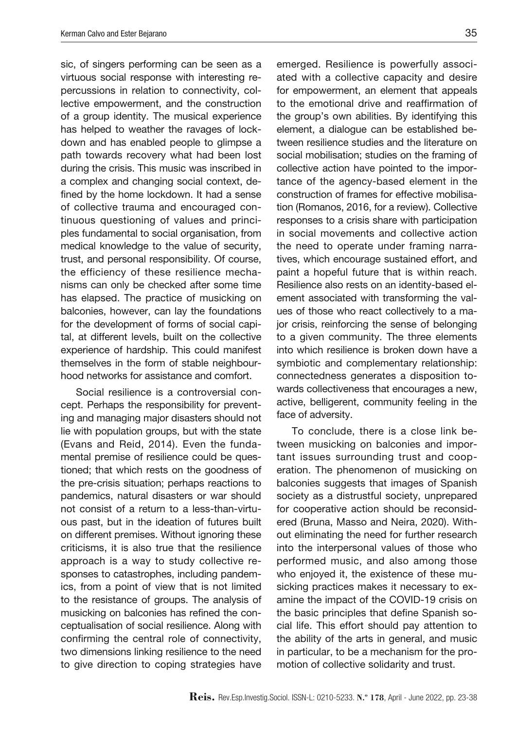sic, of singers performing can be seen as a virtuous social response with interesting repercussions in relation to connectivity, collective empowerment, and the construction of a group identity. The musical experience has helped to weather the ravages of lockdown and has enabled people to glimpse a path towards recovery what had been lost during the crisis. This music was inscribed in a complex and changing social context, defined by the home lockdown. It had a sense of collective trauma and encouraged continuous questioning of values and principles fundamental to social organisation, from medical knowledge to the value of security, trust, and personal responsibility. Of course, the efficiency of these resilience mechanisms can only be checked after some time has elapsed. The practice of musicking on balconies, however, can lay the foundations for the development of forms of social capital, at different levels, built on the collective experience of hardship. This could manifest themselves in the form of stable neighbourhood networks for assistance and comfort.

Social resilience is a controversial concept. Perhaps the responsibility for preventing and managing major disasters should not lie with population groups, but with the state (Evans and Reid, 2014). Even the fundamental premise of resilience could be questioned; that which rests on the goodness of the pre-crisis situation; perhaps reactions to pandemics, natural disasters or war should not consist of a return to a less-than-virtuous past, but in the ideation of futures built on different premises. Without ignoring these criticisms, it is also true that the resilience approach is a way to study collective responses to catastrophes, including pandemics, from a point of view that is not limited to the resistance of groups. The analysis of musicking on balconies has refined the conceptualisation of social resilience. Along with confirming the central role of connectivity, two dimensions linking resilience to the need to give direction to coping strategies have emerged. Resilience is powerfully associated with a collective capacity and desire for empowerment, an element that appeals to the emotional drive and reaffirmation of the group's own abilities. By identifying this element, a dialogue can be established between resilience studies and the literature on social mobilisation; studies on the framing of collective action have pointed to the importance of the agency-based element in the construction of frames for effective mobilisation (Romanos, 2016, for a review). Collective responses to a crisis share with participation in social movements and collective action the need to operate under framing narratives, which encourage sustained effort, and paint a hopeful future that is within reach. Resilience also rests on an identity-based element associated with transforming the values of those who react collectively to a major crisis, reinforcing the sense of belonging to a given community. The three elements into which resilience is broken down have a symbiotic and complementary relationship: connectedness generates a disposition towards collectiveness that encourages a new, active, belligerent, community feeling in the face of adversity.

To conclude, there is a close link between musicking on balconies and important issues surrounding trust and cooperation. The phenomenon of musicking on balconies suggests that images of Spanish society as a distrustful society, unprepared for cooperative action should be reconsidered (Bruna, Masso and Neira, 2020). Without eliminating the need for further research into the interpersonal values of those who performed music, and also among those who enjoyed it, the existence of these musicking practices makes it necessary to examine the impact of the COVID-19 crisis on the basic principles that define Spanish social life. This effort should pay attention to the ability of the arts in general, and music in particular, to be a mechanism for the promotion of collective solidarity and trust.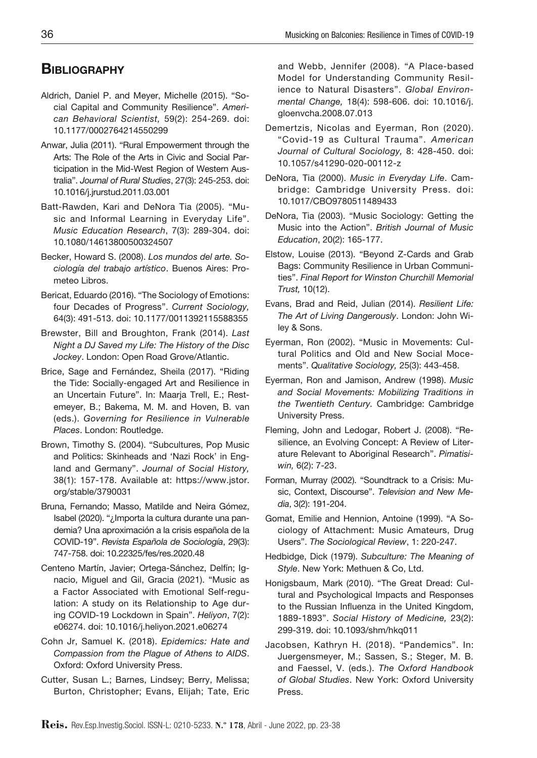## Bibliography

Aldrich, Daniel P. and Meyer, Michelle (2015). "Social Capital and Community Resilience". *American Behavioral Scientist,* 59(2): 254-269. doi: 10.1177/0002764214550299

Anwar, Julia (2011). "Rural Empowerment through the Arts: The Role of the Arts in Civic and Social Participation in the Mid-West Region of Western Australia". *Journal of Rural Studies*, 27(3): 245-253. doi: 10.1016/j.jrurstud.2011.03.001

Batt-Rawden, Kari and DeNora Tia (2005). "Music and Informal Learning in Everyday Life". *Music Education Research*, 7(3): 289-304. doi: 10.1080/14613800500324507

Becker, Howard S. (2008). *Los mundos del arte. Sociología del trabajo artístico*. Buenos Aires: Prometeo Libros.

Bericat, Eduardo (2016). "The Sociology of Emotions: four Decades of Progress". *Current Sociology,* 64(3): 491-513. doi: 10.1177/0011392115588355

Brewster, Bill and Broughton, Frank (2014). *Last Night a DJ Saved my Life: The History of the Disc Jockey*. London: Open Road Grove/Atlantic.

Brice, Sage and Fernández, Sheila (2017). "Riding the Tide: Socially-engaged Art and Resilience in an Uncertain Future". In: Maarja Trell, E.; Restemeyer, B.; Bakema, M. M. and Hoven, B. van (eds.). *Governing for Resilience in Vulnerable Places*. London: Routledge.

Brown, Timothy S. (2004). "Subcultures, Pop Music and Politics: Skinheads and 'Nazi Rock' in England and Germany". *Journal of Social History,* 38(1): 157-178. Available at: https://www.jstor.org/stable/3790031

Bruna, Fernando; Masso, Matilde and Neira Gómez, Isabel (2020). "¿Importa la cultura durante una pandemia? Una aproximación a la crisis española de la COVID-19". *Revista Española de Sociología*, 29(3): 747-758. doi: 10.22325/fes/res.2020.48

Centeno Martín, Javier; Ortega-Sánchez, Delfín; Ignacio, Miguel and Gil, Gracia (2021). "Music as a Factor Associated with Emotional Self-regulation: A study on its Relationship to Age during COVID-19 Lockdown in Spain". *Heliyon*, 7(2): e06274. doi: 10.1016/j.heliyon.2021.e06274

Cohn Jr, Samuel K. (2018). *Epidemics: Hate and Compassion from the Plague of Athens to AIDS*. Oxford: Oxford University Press.

Cutter, Susan L.; Barnes, Lindsey; Berry, Melissa; Burton, Christopher; Evans, Elijah; Tate, Eric and Webb, Jennifer (2008). "A Place-based Model for Understanding Community Resilience to Natural Disasters". *Global Environmental Change,* 18(4): 598-606. doi: 10.1016/j.gloenvcha.2008.07.013

Demertzis, Nicolas and Eyerman, Ron (2020). "Covid-19 as Cultural Trauma". *American Journal of Cultural Sociology,* 8: 428-450. doi: 10.1057/s41290-020-00112-z

DeNora, Tia (2000). *Music in Everyday Life*. Cambridge: Cambridge University Press. doi: 10.1017/CBO9780511489433

DeNora, Tia (2003). "Music Sociology: Getting the Music into the Action". *British Journal of Music Education*, 20(2): 165-177.

Elstow, Louise (2013). "Beyond Z-Cards and Grab Bags: Community Resilience in Urban Communities". *Final Report for Winston Churchill Memorial Trust,* 10(12).

Evans, Brad and Reid, Julian (2014). *Resilient Life: The Art of Living Dangerously*. London: John Wiley & Sons.

Eyerman, Ron (2002). "Music in Movements: Cultural Politics and Old and New Social Mocements". *Qualitative Sociology,* 25(3): 443-458.

Eyerman, Ron and Jamison, Andrew (1998). *Music and Social Movements: Mobilizing Traditions in the Twentieth Century.* Cambridge: Cambridge University Press.

Fleming, John and Ledogar, Robert J. (2008). "Resilience, an Evolving Concept: A Review of Literature Relevant to Aboriginal Research". *Pimatisiwin,* 6(2): 7-23.

Forman, Murray (2002). "Soundtrack to a Crisis: Music, Context, Discourse". *Television and New Media*, 3(2): 191-204.

Gomat, Emilie and Hennion, Antoine (1999). "A Sociology of Attachment: Music Amateurs, Drug Users". *The Sociological Review*, 1: 220-247.

Hedbidge, Dick (1979). *Subculture: The Meaning of Style*. New York: Methuen & Co, Ltd.

Honigsbaum, Mark (2010). "The Great Dread: Cultural and Psychological Impacts and Responses to the Russian Influenza in the United Kingdom, 1889-1893". *Social History of Medicine,* 23(2): 299-319. doi: 10.1093/shm/hkq011

Jacobsen, Kathryn H. (2018). "Pandemics". In: Juergensmeyer, M.; Sassen, S.; Steger, M. B. and Faessel, V. (eds.). *The Oxford Handbook of Global Studies*. New York: Oxford University Press.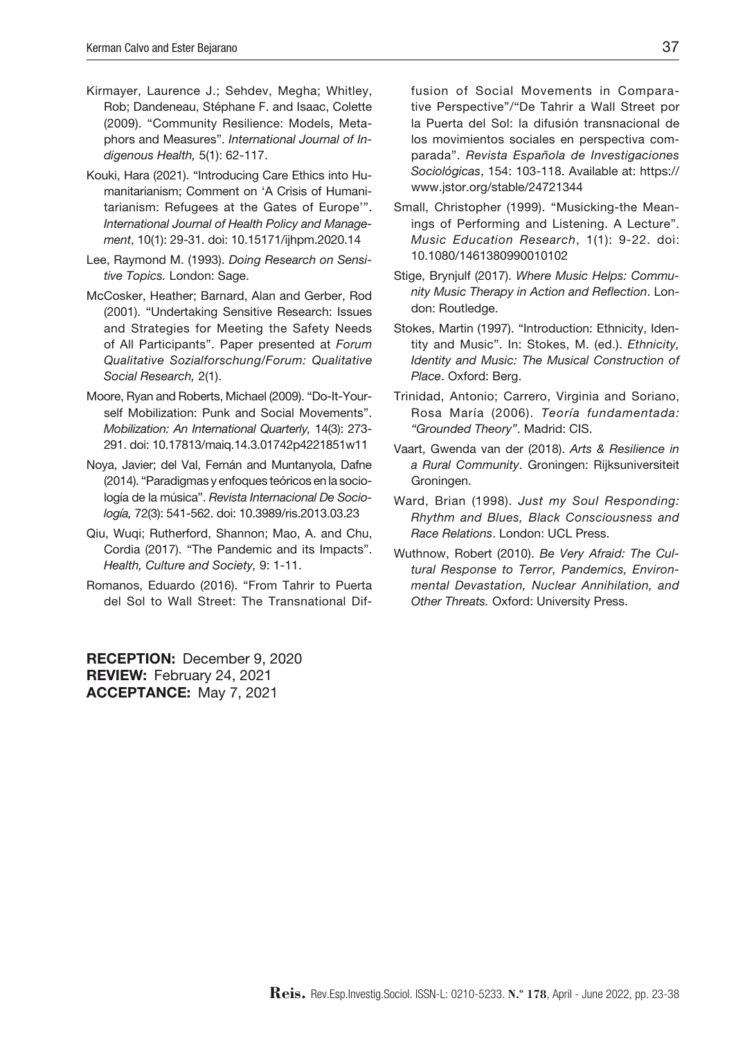Kirmayer, Laurence J.; Sehdev, Megha; Whitley, Rob; Dandeneau, Stéphane F. and Isaac, Colette (2009). "Community Resilience: Models, Metaphors and Measures". *International Journal of Indigenous Health,* 5(1): 62-117.

Kouki, Hara (2021). "Introducing Care Ethics into Humanitarianism; Comment on 'A Crisis of Humanitarianism: Refugees at the Gates of Europe'". *International Journal of Health Policy and Management*, 10(1): 29-31. doi: 10.15171/ijhpm.2020.14

Lee, Raymond M. (1993). *Doing Research on Sensitive Topics.* London: Sage.

McCosker, Heather; Barnard, Alan and Gerber, Rod (2001). "Undertaking Sensitive Research: Issues and Strategies for Meeting the Safety Needs of All Participants". Paper presented at *Forum Qualitative Sozialforschung/Forum: Qualitative Social Research,* 2(1).

Moore, Ryan and Roberts, Michael (2009). "Do-It-Yourself Mobilization: Punk and Social Movements". *Mobilization: An International Quarterly,* 14(3): 273-291. doi: 10.17813/maiq.14.3.01742p4221851w11

Noya, Javier; del Val, Fernán and Muntanyola, Dafne (2014). "Paradigmas y enfoques teóricos en la sociología de la música". *Revista Internacional De Sociología,* 72(3): 541-562. doi: 10.3989/ris.2013.03.23

Qiu, Wuqi; Rutherford, Shannon; Mao, A. and Chu, Cordia (2017). "The Pandemic and its Impacts". *Health, Culture and Society,* 9: 1-11.

Romanos, Eduardo (2016). "From Tahrir to Puerta del Sol to Wall Street: The Transnational Diffusion of Social Movements in Comparative Perspective"/"De Tahrir a Wall Street por la Puerta del Sol: la difusión transnacional de los movimientos sociales en perspectiva comparada". *Revista Española de Investigaciones Sociológicas*, 154: 103-118. Available at: https://www.jstor.org/stable/24721344

Small, Christopher (1999). "Musicking-the Meanings of Performing and Listening. A Lecture". *Music Education Research*, 1(1): 9-22. doi: 10.1080/1461380990010102

Stige, Brynjulf (2017). *Where Music Helps: Community Music Therapy in Action and Reflection*. London: Routledge.

Stokes, Martin (1997). "Introduction: Ethnicity, Identity and Music". In: Stokes, M. (ed.). *Ethnicity, Identity and Music: The Musical Construction of Place*. Oxford: Berg.

Trinidad, Antonio; Carrero, Virginia and Soriano, Rosa María (2006). *Teoría fundamentada: "Grounded Theory"*. Madrid: CIS.

Vaart, Gwenda van der (2018). *Arts & Resilience in a Rural Community*. Groningen: Rijksuniversiteit Groningen.

Ward, Brian (1998). *Just my Soul Responding: Rhythm and Blues, Black Consciousness and Race Relations*. London: UCL Press.

Wuthnow, Robert (2010). *Be Very Afraid: The Cultural Response to Terror, Pandemics, Environmental Devastation, Nuclear Annihilation, and Other Threats.* Oxford: University Press.

**RECEPTION:** December 9, 2020
**REVIEW:** February 24, 2021
**ACCEPTANCE:** May 7, 2021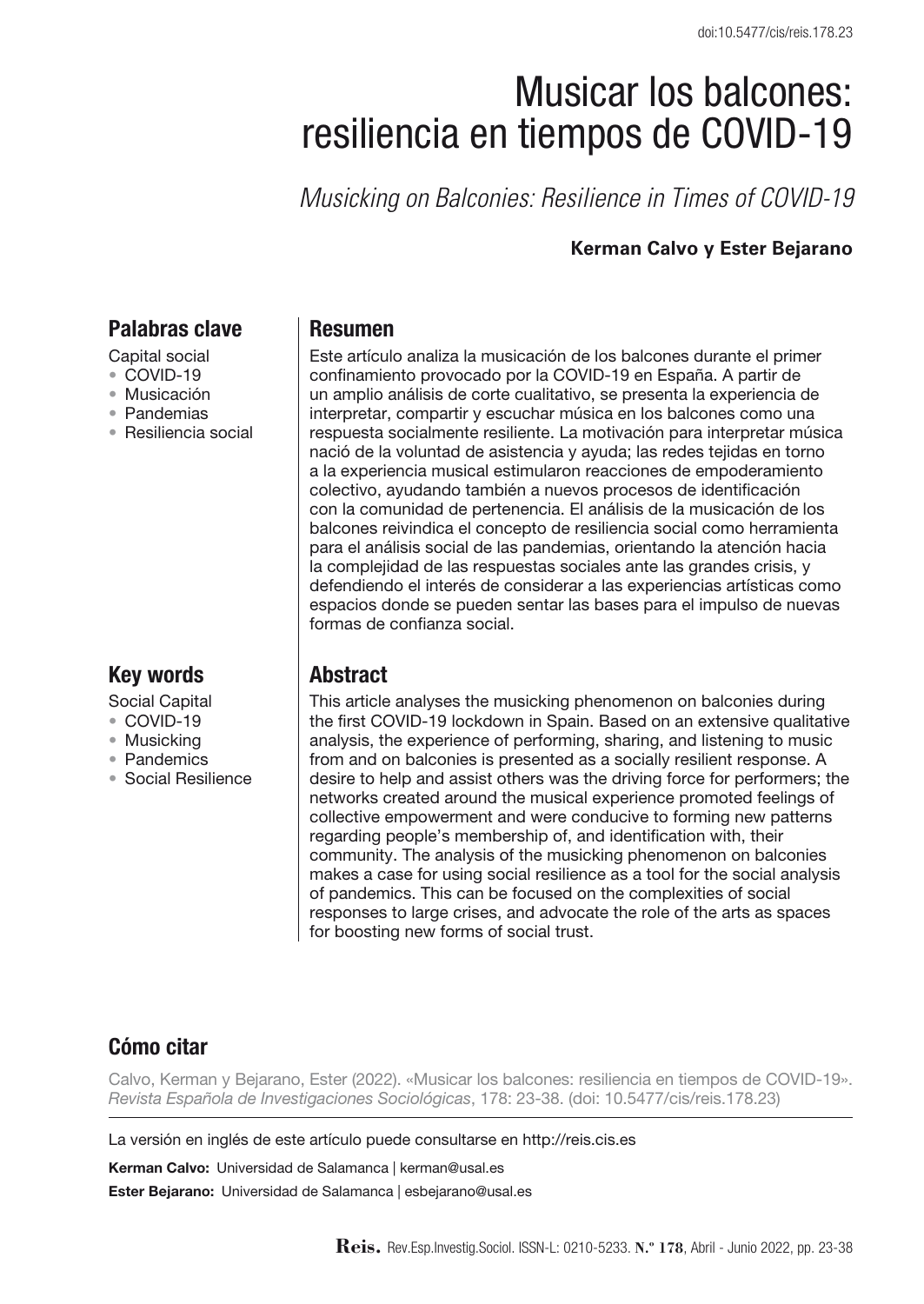doi:10.5477/cis/reis.178.23

# Musicar los balcones: resiliencia en tiempos de COVID-19

*Musicking on Balconies: Resilience in Times of COVID-19*

**Kerman Calvo y Ester Bejarano**

## Palabras clave

Capital social
- COVID-19
- Musicación
- Pandemias
- Resiliencia social

## Resumen

Este artículo analiza la musicación de los balcones durante el primer confinamiento provocado por la COVID-19 en España. A partir de un amplio análisis de corte cualitativo, se presenta la experiencia de interpretar, compartir y escuchar música en los balcones como una respuesta socialmente resiliente. La motivación para interpretar música nació de la voluntad de asistencia y ayuda; las redes tejidas en torno a la experiencia musical estimularon reacciones de empoderamiento colectivo, ayudando también a nuevos procesos de identificación con la comunidad de pertenencia. El análisis de la musicación de los balcones reivindica el concepto de resiliencia social como herramienta para el análisis social de las pandemias, orientando la atención hacia la complejidad de las respuestas sociales ante las grandes crisis, y defendiendo el interés de considerar a las experiencias artísticas como espacios donde se pueden sentar las bases para el impulso de nuevas formas de confianza social.

## Key words

Social Capital
- COVID-19
- Musicking
- Pandemics
- Social Resilience

## Abstract

This article analyses the musicking phenomenon on balconies during the first COVID-19 lockdown in Spain. Based on an extensive qualitative analysis, the experience of performing, sharing, and listening to music from and on balconies is presented as a socially resilient response. A desire to help and assist others was the driving force for performers; the networks created around the musical experience promoted feelings of collective empowerment and were conducive to forming new patterns regarding people's membership of, and identification with, their community. The analysis of the musicking phenomenon on balconies makes a case for using social resilience as a tool for the social analysis of pandemics. This can be focused on the complexities of social responses to large crises, and advocate the role of the arts as spaces for boosting new forms of social trust.

## Cómo citar

Calvo, Kerman y Bejarano, Ester (2022). «Musicar los balcones: resiliencia en tiempos de COVID-19». *Revista Española de Investigaciones Sociológicas*, 178: 23-38. (doi: 10.5477/cis/reis.178.23)

La versión en inglés de este artículo puede consultarse en http://reis.cis.es

**Kerman Calvo:** Universidad de Salamanca | kerman@usal.es

**Ester Bejarano:** Universidad de Salamanca | esbejarano@usal.es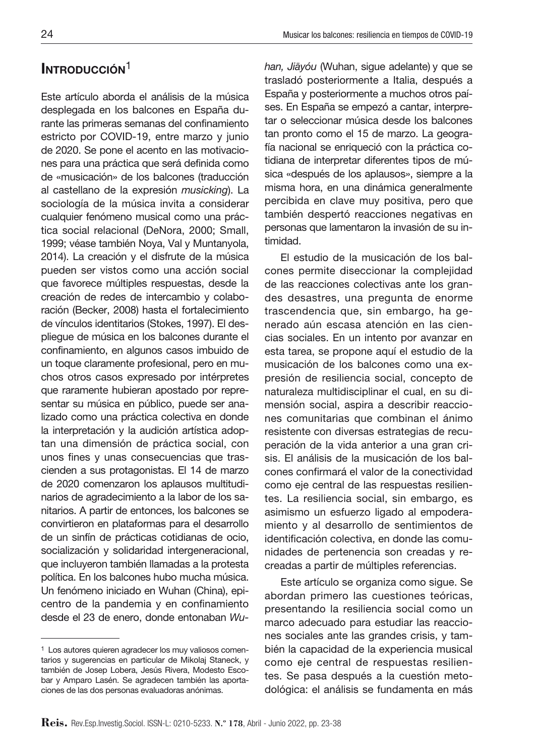## Introducción[1]

Este artículo aborda el análisis de la música desplegada en los balcones en España durante las primeras semanas del confinamiento estricto por COVID-19, entre marzo y junio de 2020. Se pone el acento en las motivaciones para una práctica que será definida como de «musicación» de los balcones (traducción al castellano de la expresión *musicking*). La sociología de la música invita a considerar cualquier fenómeno musical como una práctica social relacional (DeNora, 2000; Small, 1999; véase también Noya, Val y Muntanyola, 2014). La creación y el disfrute de la música pueden ser vistos como una acción social que favorece múltiples respuestas, desde la creación de redes de intercambio y colaboración (Becker, 2008) hasta el fortalecimiento de vínculos identitarios (Stokes, 1997). El despliegue de música en los balcones durante el confinamiento, en algunos casos imbuido de un toque claramente profesional, pero en muchos otros casos expresado por intérpretes que raramente hubieran apostado por representar su música en público, puede ser analizado como una práctica colectiva en donde la interpretación y la audición artística adoptan una dimensión de práctica social, con unos fines y unas consecuencias que trascienden a sus protagonistas. El 14 de marzo de 2020 comenzaron los aplausos multitudinarios de agradecimiento a la labor de los sanitarios. A partir de entonces, los balcones se convirtieron en plataformas para el desarrollo de un sinfín de prácticas cotidianas de ocio, socialización y solidaridad intergeneracional, que incluyeron también llamadas a la protesta política. En los balcones hubo mucha música. Un fenómeno iniciado en Wuhan (China), epicentro de la pandemia y en confinamiento desde el 23 de enero, donde entonaban *Wuhan, Jiāyóu* (Wuhan, sigue adelante) y que se trasladó posteriormente a Italia, después a España y posteriormente a muchos otros países. En España se empezó a cantar, interpretar o seleccionar música desde los balcones tan pronto como el 15 de marzo. La geografía nacional se enriqueció con la práctica cotidiana de interpretar diferentes tipos de música «después de los aplausos», siempre a la misma hora, en una dinámica generalmente percibida en clave muy positiva, pero que también despertó reacciones negativas en personas que lamentaron la invasión de su intimidad.

El estudio de la musicación de los balcones permite diseccionar la complejidad de las reacciones colectivas ante los grandes desastres, una pregunta de enorme trascendencia que, sin embargo, ha generado aún escasa atención en las ciencias sociales. En un intento por avanzar en esta tarea, se propone aquí el estudio de la musicación de los balcones como una expresión de resiliencia social, concepto de naturaleza multidisciplinar el cual, en su dimensión social, aspira a describir reacciones comunitarias que combinan el ánimo resistente con diversas estrategias de recuperación de la vida anterior a una gran crisis. El análisis de la musicación de los balcones confirmará el valor de la conectividad como eje central de las respuestas resilientes. La resiliencia social, sin embargo, es asimismo un esfuerzo ligado al empoderamiento y al desarrollo de sentimientos de identificación colectiva, en donde las comunidades de pertenencia son creadas y recreadas a partir de múltiples referencias.

Este artículo se organiza como sigue. Se abordan primero las cuestiones teóricas, presentando la resiliencia social como un marco adecuado para estudiar las reacciones sociales ante las grandes crisis, y también la capacidad de la experiencia musical como eje central de respuestas resilientes. Se pasa después a la cuestión metodológica: el análisis se fundamenta en más

[1] Los autores quieren agradecer los muy valiosos comentarios y sugerencias en particular de Mikolaj Staneck, y también de Josep Lobera, Jesús Rivera, Modesto Escobar y Amparo Lasén. Se agradecen también las aportaciones de las dos personas evaluadoras anónimas.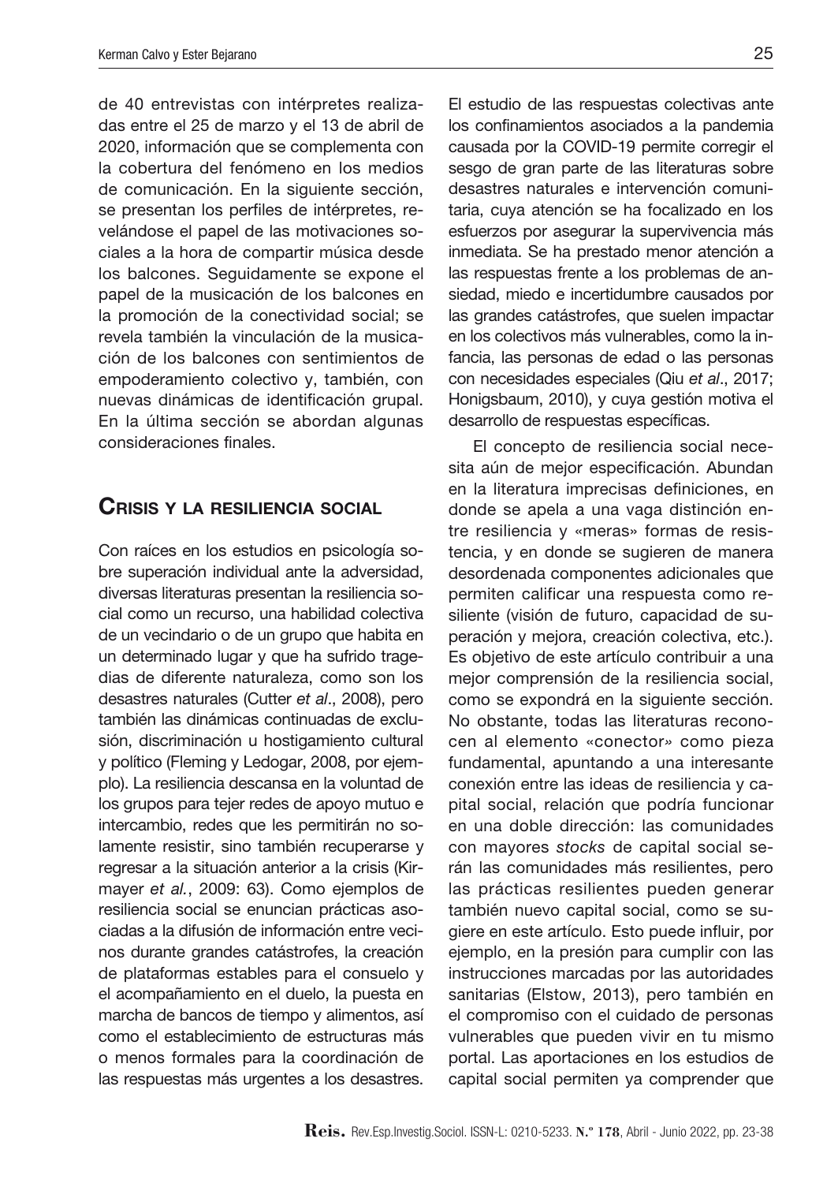de 40 entrevistas con intérpretes realizadas entre el 25 de marzo y el 13 de abril de 2020, información que se complementa con la cobertura del fenómeno en los medios de comunicación. En la siguiente sección, se presentan los perfiles de intérpretes, revelándose el papel de las motivaciones sociales a la hora de compartir música desde los balcones. Seguidamente se expone el papel de la musicación de los balcones en la promoción de la conectividad social; se revela también la vinculación de la musicación de los balcones con sentimientos de empoderamiento colectivo y, también, con nuevas dinámicas de identificación grupal. En la última sección se abordan algunas consideraciones finales.

## Crisis y la resiliencia social

Con raíces en los estudios en psicología sobre superación individual ante la adversidad, diversas literaturas presentan la resiliencia social como un recurso, una habilidad colectiva de un vecindario o de un grupo que habita en un determinado lugar y que ha sufrido tragedias de diferente naturaleza, como son los desastres naturales (Cutter *et al*., 2008), pero también las dinámicas continuadas de exclusión, discriminación u hostigamiento cultural y político (Fleming y Ledogar, 2008, por ejemplo). La resiliencia descansa en la voluntad de los grupos para tejer redes de apoyo mutuo e intercambio, redes que les permitirán no solamente resistir, sino también recuperarse y regresar a la situación anterior a la crisis (Kirmayer *et al.*, 2009: 63). Como ejemplos de resiliencia social se enuncian prácticas asociadas a la difusión de información entre vecinos durante grandes catástrofes, la creación de plataformas estables para el consuelo y el acompañamiento en el duelo, la puesta en marcha de bancos de tiempo y alimentos, así como el establecimiento de estructuras más o menos formales para la coordinación de las respuestas más urgentes a los desastres. El estudio de las respuestas colectivas ante los confinamientos asociados a la pandemia causada por la COVID-19 permite corregir el sesgo de gran parte de las literaturas sobre desastres naturales e intervención comunitaria, cuya atención se ha focalizado en los esfuerzos por asegurar la supervivencia más inmediata. Se ha prestado menor atención a las respuestas frente a los problemas de ansiedad, miedo e incertidumbre causados por las grandes catástrofes, que suelen impactar en los colectivos más vulnerables, como la infancia, las personas de edad o las personas con necesidades especiales (Qiu *et al*., 2017; Honigsbaum, 2010), y cuya gestión motiva el desarrollo de respuestas específicas.

El concepto de resiliencia social necesita aún de mejor especificación. Abundan en la literatura imprecisas definiciones, en donde se apela a una vaga distinción entre resiliencia y «meras» formas de resistencia, y en donde se sugieren de manera desordenada componentes adicionales que permiten calificar una respuesta como resiliente (visión de futuro, capacidad de superación y mejora, creación colectiva, etc.). Es objetivo de este artículo contribuir a una mejor comprensión de la resiliencia social, como se expondrá en la siguiente sección. No obstante, todas las literaturas reconocen al elemento «conector» como pieza fundamental, apuntando a una interesante conexión entre las ideas de resiliencia y capital social, relación que podría funcionar en una doble dirección: las comunidades con mayores *stocks* de capital social serán las comunidades más resilientes, pero las prácticas resilientes pueden generar también nuevo capital social, como se sugiere en este artículo. Esto puede influir, por ejemplo, en la presión para cumplir con las instrucciones marcadas por las autoridades sanitarias (Elstow, 2013), pero también en el compromiso con el cuidado de personas vulnerables que pueden vivir en tu mismo portal. Las aportaciones en los estudios de capital social permiten ya comprender que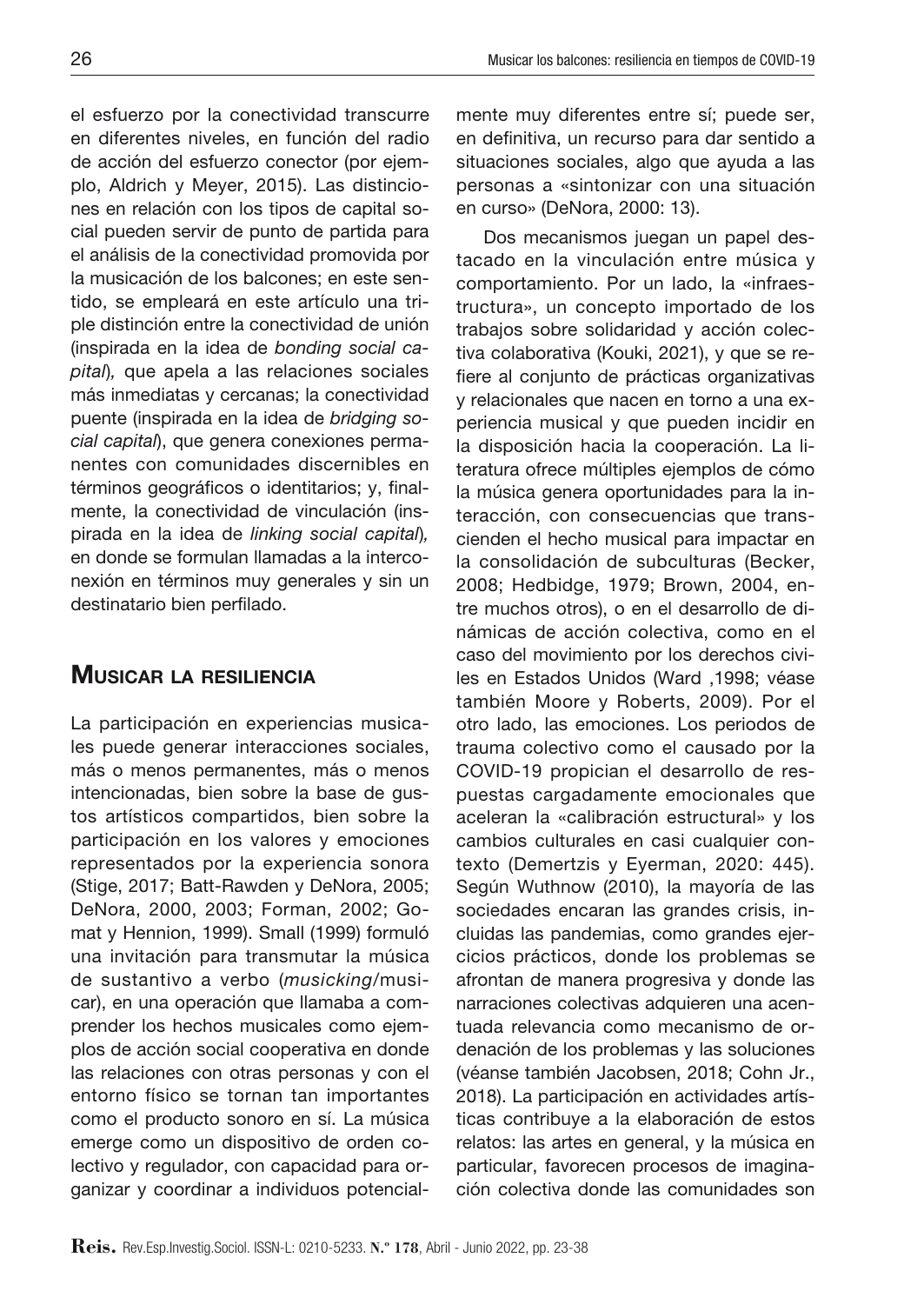el esfuerzo por la conectividad transcurre en diferentes niveles, en función del radio de acción del esfuerzo conector (por ejemplo, Aldrich y Meyer, 2015). Las distinciones en relación con los tipos de capital social pueden servir de punto de partida para el análisis de la conectividad promovida por la musicación de los balcones; en este sentido, se empleará en este artículo una triple distinción entre la conectividad de unión (inspirada en la idea de *bonding social capital*), que apela a las relaciones sociales más inmediatas y cercanas; la conectividad puente (inspirada en la idea de *bridging social capital*), que genera conexiones permanentes con comunidades discernibles en términos geográficos o identitarios; y, finalmente, la conectividad de vinculación (inspirada en la idea de *linking social capital*), en donde se formulan llamadas a la interconexión en términos muy generales y sin un destinatario bien perfilado.

## Musicar la resiliencia

La participación en experiencias musicales puede generar interacciones sociales, más o menos permanentes, más o menos intencionadas, bien sobre la base de gustos artísticos compartidos, bien sobre la participación en los valores y emociones representados por la experiencia sonora (Stige, 2017; Batt-Rawden y DeNora, 2005; DeNora, 2000, 2003; Forman, 2002; Gomat y Hennion, 1999). Small (1999) formuló una invitación para transmutar la música de sustantivo a verbo (*musicking*/musicar), en una operación que llamaba a comprender los hechos musicales como ejemplos de acción social cooperativa en donde las relaciones con otras personas y con el entorno físico se tornan tan importantes como el producto sonoro en sí. La música emerge como un dispositivo de orden colectivo y regulador, con capacidad para organizar y coordinar a individuos potencialmente muy diferentes entre sí; puede ser, en definitiva, un recurso para dar sentido a situaciones sociales, algo que ayuda a las personas a «sintonizar con una situación en curso» (DeNora, 2000: 13).

Dos mecanismos juegan un papel destacado en la vinculación entre música y comportamiento. Por un lado, la «infraestructura», un concepto importado de los trabajos sobre solidaridad y acción colectiva colaborativa (Kouki, 2021), y que se refiere al conjunto de prácticas organizativas y relacionales que nacen en torno a una experiencia musical y que pueden incidir en la disposición hacia la cooperación. La literatura ofrece múltiples ejemplos de cómo la música genera oportunidades para la interacción, con consecuencias que trascienden el hecho musical para impactar en la consolidación de subculturas (Becker, 2008; Hedbidge, 1979; Brown, 2004, entre muchos otros), o en el desarrollo de dinámicas de acción colectiva, como en el caso del movimiento por los derechos civiles en Estados Unidos (Ward ,1998; véase también Moore y Roberts, 2009). Por el otro lado, las emociones. Los periodos de trauma colectivo como el causado por la COVID-19 propician el desarrollo de respuestas cargadamente emocionales que aceleran la «calibración estructural» y los cambios culturales en casi cualquier contexto (Demertzis y Eyerman, 2020: 445). Según Wuthnow (2010), la mayoría de las sociedades encaran las grandes crisis, incluidas las pandemias, como grandes ejercicios prácticos, donde los problemas se afrontan de manera progresiva y donde las narraciones colectivas adquieren una acentuada relevancia como mecanismo de ordenación de los problemas y las soluciones (véanse también Jacobsen, 2018; Cohn Jr., 2018). La participación en actividades artísticas contribuye a la elaboración de estos relatos: las artes en general, y la música en particular, favorecen procesos de imaginación colectiva donde las comunidades son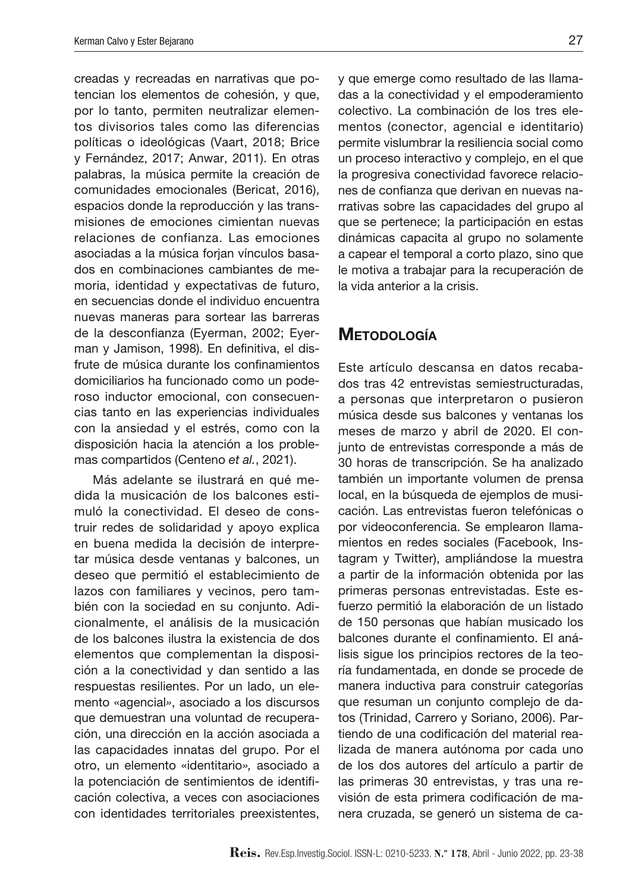creadas y recreadas en narrativas que potencian los elementos de cohesión, y que, por lo tanto, permiten neutralizar elementos divisorios tales como las diferencias políticas o ideológicas (Vaart, 2018; Brice y Fernández, 2017; Anwar, 2011). En otras palabras, la música permite la creación de comunidades emocionales (Bericat, 2016), espacios donde la reproducción y las transmisiones de emociones cimientan nuevas relaciones de confianza. Las emociones asociadas a la música forjan vínculos basados en combinaciones cambiantes de memoria, identidad y expectativas de futuro, en secuencias donde el individuo encuentra nuevas maneras para sortear las barreras de la desconfianza (Eyerman, 2002; Eyerman y Jamison, 1998). En definitiva, el disfrute de música durante los confinamientos domiciliarios ha funcionado como un poderoso inductor emocional, con consecuencias tanto en las experiencias individuales con la ansiedad y el estrés, como con la disposición hacia la atención a los problemas compartidos (Centeno *et al.*, 2021).

Más adelante se ilustrará en qué medida la musicación de los balcones estimuló la conectividad. El deseo de construir redes de solidaridad y apoyo explica en buena medida la decisión de interpretar música desde ventanas y balcones, un deseo que permitió el establecimiento de lazos con familiares y vecinos, pero también con la sociedad en su conjunto. Adicionalmente, el análisis de la musicación de los balcones ilustra la existencia de dos elementos que complementan la disposición a la conectividad y dan sentido a las respuestas resilientes. Por un lado, un elemento «agencial», asociado a los discursos que demuestran una voluntad de recuperación, una dirección en la acción asociada a las capacidades innatas del grupo. Por el otro, un elemento «identitario», asociado a la potenciación de sentimientos de identificación colectiva, a veces con asociaciones con identidades territoriales preexistentes, y que emerge como resultado de las llamadas a la conectividad y el empoderamiento colectivo. La combinación de los tres elementos (conector, agencial e identitario) permite vislumbrar la resiliencia social como un proceso interactivo y complejo, en el que la progresiva conectividad favorece relaciones de confianza que derivan en nuevas narrativas sobre las capacidades del grupo al que se pertenece; la participación en estas dinámicas capacita al grupo no solamente a capear el temporal a corto plazo, sino que le motiva a trabajar para la recuperación de la vida anterior a la crisis.

## Metodología

Este artículo descansa en datos recabados tras 42 entrevistas semiestructuradas, a personas que interpretaron o pusieron música desde sus balcones y ventanas los meses de marzo y abril de 2020. El conjunto de entrevistas corresponde a más de 30 horas de transcripción. Se ha analizado también un importante volumen de prensa local, en la búsqueda de ejemplos de musicación. Las entrevistas fueron telefónicas o por videoconferencia. Se emplearon llamamientos en redes sociales (Facebook, Instagram y Twitter), ampliándose la muestra a partir de la información obtenida por las primeras personas entrevistadas. Este esfuerzo permitió la elaboración de un listado de 150 personas que habían musicado los balcones durante el confinamiento. El análisis sigue los principios rectores de la teoría fundamentada, en donde se procede de manera inductiva para construir categorías que resuman un conjunto complejo de datos (Trinidad, Carrero y Soriano, 2006). Partiendo de una codificación del material realizada de manera autónoma por cada uno de los dos autores del artículo a partir de las primeras 30 entrevistas, y tras una revisión de esta primera codificación de manera cruzada, se generó un sistema de ca-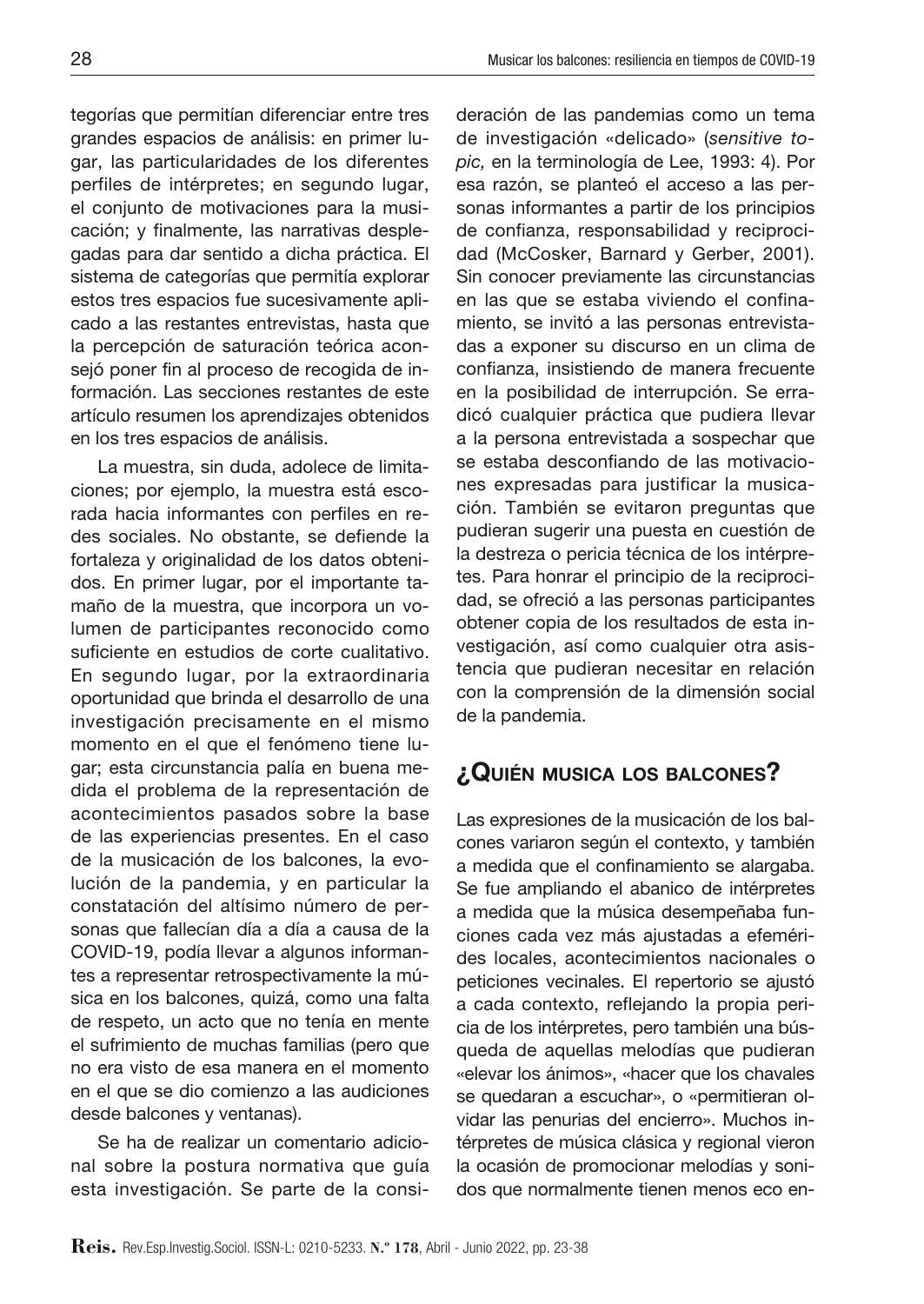tegorías que permitían diferenciar entre tres grandes espacios de análisis: en primer lugar, las particularidades de los diferentes perfiles de intérpretes; en segundo lugar, el conjunto de motivaciones para la musicación; y finalmente, las narrativas desplegadas para dar sentido a dicha práctica. El sistema de categorías que permitía explorar estos tres espacios fue sucesivamente aplicado a las restantes entrevistas, hasta que la percepción de saturación teórica aconsejó poner fin al proceso de recogida de información. Las secciones restantes de este artículo resumen los aprendizajes obtenidos en los tres espacios de análisis.

La muestra, sin duda, adolece de limitaciones; por ejemplo, la muestra está escorada hacia informantes con perfiles en redes sociales. No obstante, se defiende la fortaleza y originalidad de los datos obtenidos. En primer lugar, por el importante tamaño de la muestra, que incorpora un volumen de participantes reconocido como suficiente en estudios de corte cualitativo. En segundo lugar, por la extraordinaria oportunidad que brinda el desarrollo de una investigación precisamente en el mismo momento en el que el fenómeno tiene lugar; esta circunstancia palía en buena medida el problema de la representación de acontecimientos pasados sobre la base de las experiencias presentes. En el caso de la musicación de los balcones, la evolución de la pandemia, y en particular la constatación del altísimo número de personas que fallecían día a día a causa de la COVID-19, podía llevar a algunos informantes a representar retrospectivamente la música en los balcones, quizá, como una falta de respeto, un acto que no tenía en mente el sufrimiento de muchas familias (pero que no era visto de esa manera en el momento en el que se dio comienzo a las audiciones desde balcones y ventanas).

Se ha de realizar un comentario adicional sobre la postura normativa que guía esta investigación. Se parte de la consideración de las pandemias como un tema de investigación «delicado» (*sensitive topic,* en la terminología de Lee, 1993: 4). Por esa razón, se planteó el acceso a las personas informantes a partir de los principios de confianza, responsabilidad y reciprocidad (McCosker, Barnard y Gerber, 2001). Sin conocer previamente las circunstancias en las que se estaba viviendo el confinamiento, se invitó a las personas entrevistadas a exponer su discurso en un clima de confianza, insistiendo de manera frecuente en la posibilidad de interrupción. Se erradicó cualquier práctica que pudiera llevar a la persona entrevistada a sospechar que se estaba desconfiando de las motivaciones expresadas para justificar la musicación. También se evitaron preguntas que pudieran sugerir una puesta en cuestión de la destreza o pericia técnica de los intérpretes. Para honrar el principio de la reciprocidad, se ofreció a las personas participantes obtener copia de los resultados de esta investigación, así como cualquier otra asistencia que pudieran necesitar en relación con la comprensión de la dimensión social de la pandemia.

## ¿Quién musica los balcones?

Las expresiones de la musicación de los balcones variaron según el contexto, y también a medida que el confinamiento se alargaba. Se fue ampliando el abanico de intérpretes a medida que la música desempeñaba funciones cada vez más ajustadas a efemérides locales, acontecimientos nacionales o peticiones vecinales. El repertorio se ajustó a cada contexto, reflejando la propia pericia de los intérpretes, pero también una búsqueda de aquellas melodías que pudieran «elevar los ánimos», «hacer que los chavales se quedaran a escuchar», o «permitieran olvidar las penurias del encierro». Muchos intérpretes de música clásica y regional vieron la ocasión de promocionar melodías y sonidos que normalmente tienen menos eco en-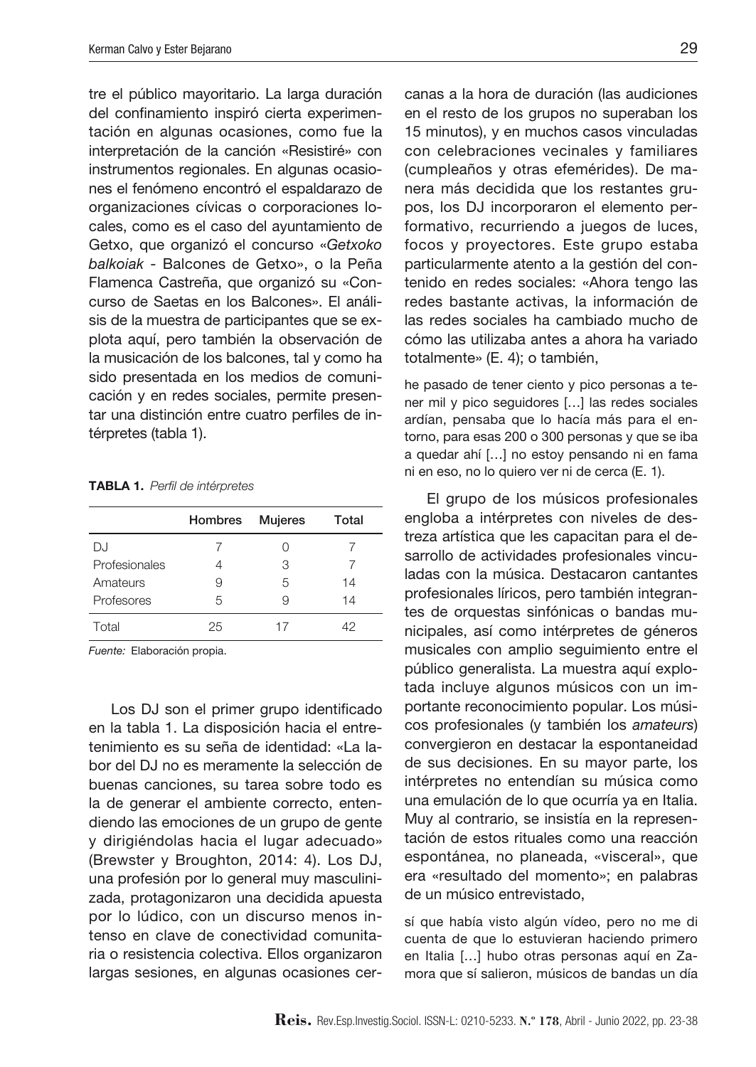tre el público mayoritario. La larga duración del confinamiento inspiró cierta experimentación en algunas ocasiones, como fue la interpretación de la canción «Resistiré» con instrumentos regionales. En algunas ocasiones el fenómeno encontró el espaldarazo de organizaciones cívicas o corporaciones locales, como es el caso del ayuntamiento de Getxo, que organizó el concurso «*Getxoko balkoiak* - Balcones de Getxo», o la Peña Flamenca Castreña, que organizó su «Concurso de Saetas en los Balcones». El análisis de la muestra de participantes que se explota aquí, pero también la observación de la musicación de los balcones, tal y como ha sido presentada en los medios de comunicación y en redes sociales, permite presentar una distinción entre cuatro perfiles de intérpretes (tabla 1).

**TABLA 1.** *Perfil de intérpretes*

| | Hombres | Mujeres | Total |
|---|---|---|---|
| DJ | 7 | 0 | 7 |
| Profesionales | 4 | 3 | 7 |
| Amateurs | 9 | 5 | 14 |
| Profesores | 5 | 9 | 14 |
| Total | 25 | 17 | 42 |

*Fuente:* Elaboración propia.

Los DJ son el primer grupo identificado en la tabla 1. La disposición hacia el entretenimiento es su seña de identidad: «La labor del DJ no es meramente la selección de buenas canciones, su tarea sobre todo es la de generar el ambiente correcto, entendiendo las emociones de un grupo de gente y dirigiéndolas hacia el lugar adecuado» (Brewster y Broughton, 2014: 4). Los DJ, una profesión por lo general muy masculinizada, protagonizaron una decidida apuesta por lo lúdico, con un discurso menos intenso en clave de conectividad comunitaria o resistencia colectiva. Ellos organizaron largas sesiones, en algunas ocasiones cercanas a la hora de duración (las audiciones en el resto de los grupos no superaban los 15 minutos), y en muchos casos vinculadas con celebraciones vecinales y familiares (cumpleaños y otras efemérides). De manera más decidida que los restantes grupos, los DJ incorporaron el elemento performativo, recurriendo a juegos de luces, focos y proyectores. Este grupo estaba particularmente atento a la gestión del contenido en redes sociales: «Ahora tengo las redes bastante activas, la información de las redes sociales ha cambiado mucho de cómo las utilizaba antes a ahora ha variado totalmente» (E. 4); o también,

> he pasado de tener ciento y pico personas a tener mil y pico seguidores […] las redes sociales ardían, pensaba que lo hacía más para el entorno, para esas 200 o 300 personas y que se iba a quedar ahí […] no estoy pensando ni en fama ni en eso, no lo quiero ver ni de cerca (E. 1).

El grupo de los músicos profesionales engloba a intérpretes con niveles de destreza artística que les capacitan para el desarrollo de actividades profesionales vinculadas con la música. Destacaron cantantes profesionales líricos, pero también integrantes de orquestas sinfónicas o bandas municipales, así como intérpretes de géneros musicales con amplio seguimiento entre el público generalista. La muestra aquí explotada incluye algunos músicos con un importante reconocimiento popular. Los músicos profesionales (y también los *amateurs*) convergieron en destacar la espontaneidad de sus decisiones. En su mayor parte, los intérpretes no entendían su música como una emulación de lo que ocurría ya en Italia. Muy al contrario, se insistía en la representación de estos rituales como una reacción espontánea, no planeada, «visceral», que era «resultado del momento»; en palabras de un músico entrevistado,

> sí que había visto algún vídeo, pero no me di cuenta de que lo estuvieran haciendo primero en Italia […] hubo otras personas aquí en Zamora que sí salieron, músicos de bandas un día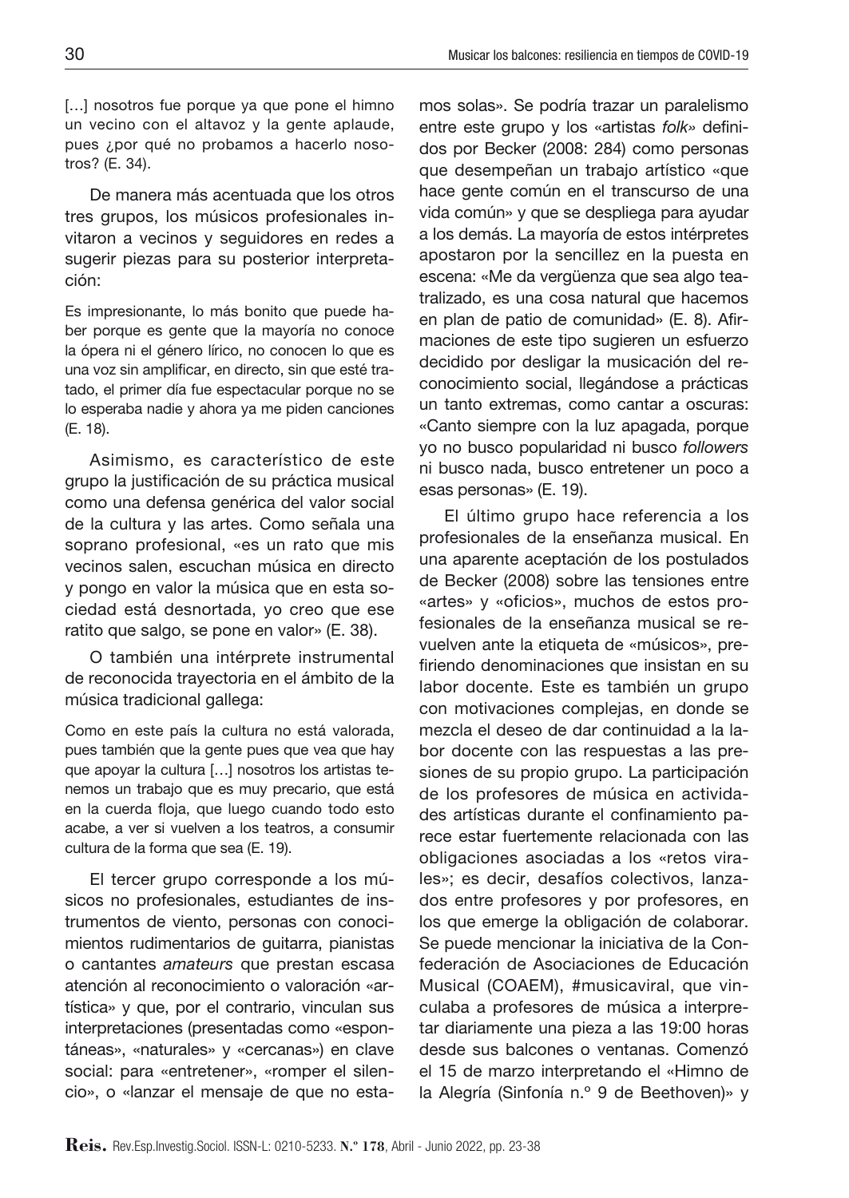[…] nosotros fue porque ya que pone el himno un vecino con el altavoz y la gente aplaude, pues ¿por qué no probamos a hacerlo nosotros? (E. 34).

De manera más acentuada que los otros tres grupos, los músicos profesionales invitaron a vecinos y seguidores en redes a sugerir piezas para su posterior interpretación:

> Es impresionante, lo más bonito que puede haber porque es gente que la mayoría no conoce la ópera ni el género lírico, no conocen lo que es una voz sin amplificar, en directo, sin que esté tratado, el primer día fue espectacular porque no se lo esperaba nadie y ahora ya me piden canciones (E. 18).

Asimismo, es característico de este grupo la justificación de su práctica musical como una defensa genérica del valor social de la cultura y las artes. Como señala una soprano profesional, «es un rato que mis vecinos salen, escuchan música en directo y pongo en valor la música que en esta sociedad está desnortada, yo creo que ese ratito que salgo, se pone en valor» (E. 38).

O también una intérprete instrumental de reconocida trayectoria en el ámbito de la música tradicional gallega:

> Como en este país la cultura no está valorada, pues también que la gente pues que vea que hay que apoyar la cultura […] nosotros los artistas tenemos un trabajo que es muy precario, que está en la cuerda floja, que luego cuando todo esto acabe, a ver si vuelven a los teatros, a consumir cultura de la forma que sea (E. 19).

El tercer grupo corresponde a los músicos no profesionales, estudiantes de instrumentos de viento, personas con conocimientos rudimentarios de guitarra, pianistas o cantantes *amateurs* que prestan escasa atención al reconocimiento o valoración «artística» y que, por el contrario, vinculan sus interpretaciones (presentadas como «espontáneas», «naturales» y «cercanas») en clave social: para «entretener», «romper el silencio», o «lanzar el mensaje de que no estamos solas». Se podría trazar un paralelismo entre este grupo y los «artistas *folk*» definidos por Becker (2008: 284) como personas que desempeñan un trabajo artístico «que hace gente común en el transcurso de una vida común» y que se despliega para ayudar a los demás. La mayoría de estos intérpretes apostaron por la sencillez en la puesta en escena: «Me da vergüenza que sea algo teatralizado, es una cosa natural que hacemos en plan de patio de comunidad» (E. 8). Afirmaciones de este tipo sugieren un esfuerzo decidido por desligar la musicación del reconocimiento social, llegándose a prácticas un tanto extremas, como cantar a oscuras: «Canto siempre con la luz apagada, porque yo no busco popularidad ni busco *followers* ni busco nada, busco entretener un poco a esas personas» (E. 19).

El último grupo hace referencia a los profesionales de la enseñanza musical. En una aparente aceptación de los postulados de Becker (2008) sobre las tensiones entre «artes» y «oficios», muchos de estos profesionales de la enseñanza musical se revuelven ante la etiqueta de «músicos», prefiriendo denominaciones que insistan en su labor docente. Este es también un grupo con motivaciones complejas, en donde se mezcla el deseo de dar continuidad a la labor docente con las respuestas a las presiones de su propio grupo. La participación de los profesores de música en actividades artísticas durante el confinamiento parece estar fuertemente relacionada con las obligaciones asociadas a los «retos virales»; es decir, desafíos colectivos, lanzados entre profesores y por profesores, en los que emerge la obligación de colaborar. Se puede mencionar la iniciativa de la Confederación de Asociaciones de Educación Musical (COAEM), #musicaviral, que vinculaba a profesores de música a interpretar diariamente una pieza a las 19:00 horas desde sus balcones o ventanas. Comenzó el 15 de marzo interpretando el «Himno de la Alegría (Sinfonía n.º 9 de Beethoven)» y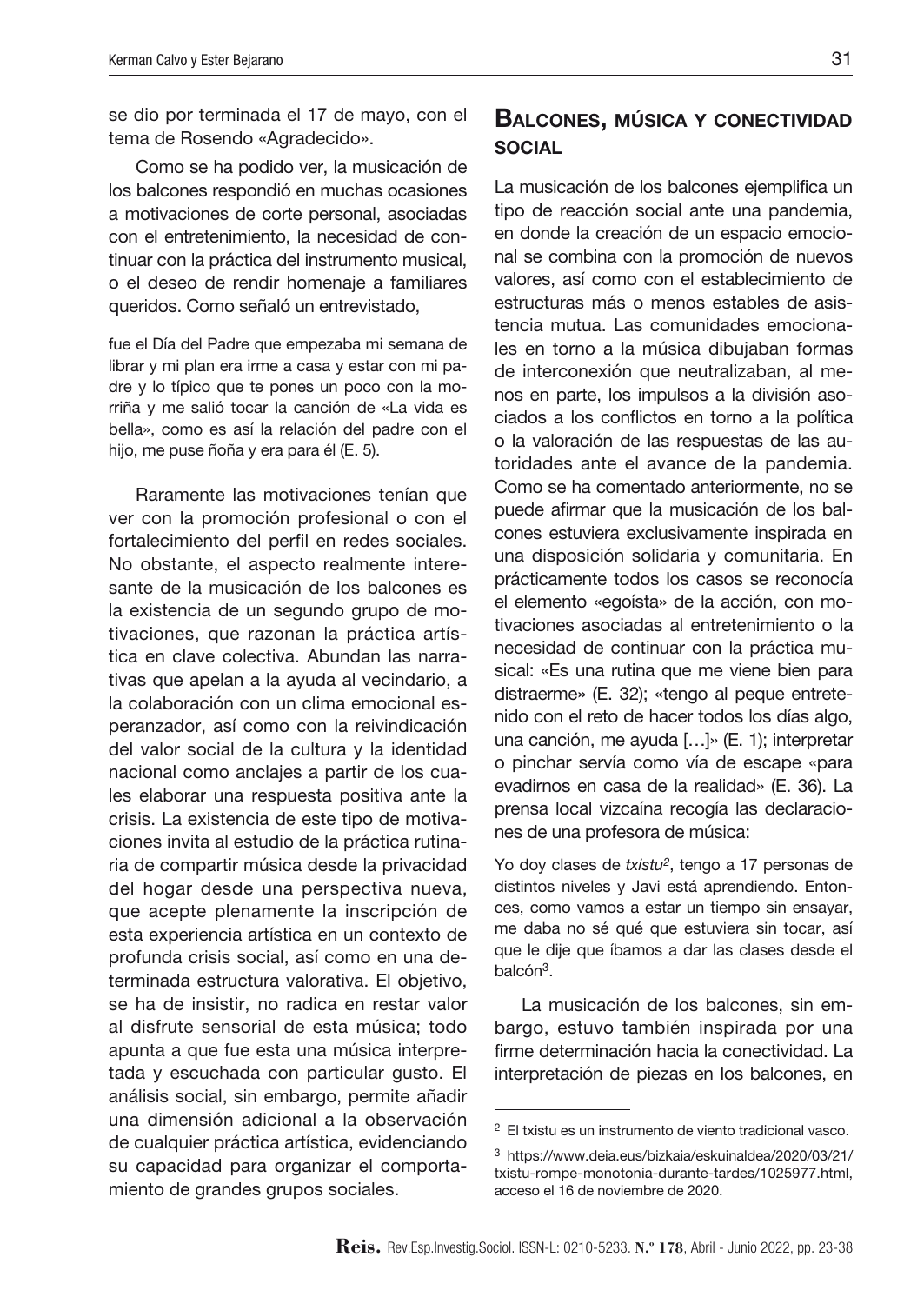se dio por terminada el 17 de mayo, con el tema de Rosendo «Agradecido».

Como se ha podido ver, la musicación de los balcones respondió en muchas ocasiones a motivaciones de corte personal, asociadas con el entretenimiento, la necesidad de continuar con la práctica del instrumento musical, o el deseo de rendir homenaje a familiares queridos. Como señaló un entrevistado,

> fue el Día del Padre que empezaba mi semana de librar y mi plan era irme a casa y estar con mi padre y lo típico que te pones un poco con la morriña y me salió tocar la canción de «La vida es bella», como es así la relación del padre con el hijo, me puse ñoña y era para él (E. 5).

Raramente las motivaciones tenían que ver con la promoción profesional o con el fortalecimiento del perfil en redes sociales. No obstante, el aspecto realmente interesante de la musicación de los balcones es la existencia de un segundo grupo de motivaciones, que razonan la práctica artística en clave colectiva. Abundan las narrativas que apelan a la ayuda al vecindario, a la colaboración con un clima emocional esperanzador, así como con la reivindicación del valor social de la cultura y la identidad nacional como anclajes a partir de los cuales elaborar una respuesta positiva ante la crisis. La existencia de este tipo de motivaciones invita al estudio de la práctica rutinaria de compartir música desde la privacidad del hogar desde una perspectiva nueva, que acepte plenamente la inscripción de esta experiencia artística en un contexto de profunda crisis social, así como en una determinada estructura valorativa. El objetivo, se ha de insistir, no radica en restar valor al disfrute sensorial de esta música; todo apunta a que fue esta una música interpretada y escuchada con particular gusto. El análisis social, sin embargo, permite añadir una dimensión adicional a la observación de cualquier práctica artística, evidenciando su capacidad para organizar el comportamiento de grandes grupos sociales.

## Balcones, música y conectividad social

La musicación de los balcones ejemplifica un tipo de reacción social ante una pandemia, en donde la creación de un espacio emocional se combina con la promoción de nuevos valores, así como con el establecimiento de estructuras más o menos estables de asistencia mutua. Las comunidades emocionales en torno a la música dibujaban formas de interconexión que neutralizaban, al menos en parte, los impulsos a la división asociados a los conflictos en torno a la política o la valoración de las respuestas de las autoridades ante el avance de la pandemia. Como se ha comentado anteriormente, no se puede afirmar que la musicación de los balcones estuviera exclusivamente inspirada en una disposición solidaria y comunitaria. En prácticamente todos los casos se reconocía el elemento «egoísta» de la acción, con motivaciones asociadas al entretenimiento o la necesidad de continuar con la práctica musical: «Es una rutina que me viene bien para distraerme» (E. 32); «tengo al peque entretenido con el reto de hacer todos los días algo, una canción, me ayuda […]» (E. 1); interpretar o pinchar servía como vía de escape «para evadirnos en casa de la realidad» (E. 36). La prensa local vizcaína recogía las declaraciones de una profesora de música:

> Yo doy clases de *txistu*[2], tengo a 17 personas de distintos niveles y Javi está aprendiendo. Entonces, como vamos a estar un tiempo sin ensayar, me daba no sé qué que estuviera sin tocar, así que le dije que íbamos a dar las clases desde el balcón[3].

La musicación de los balcones, sin embargo, estuvo también inspirada por una firme determinación hacia la conectividad. La interpretación de piezas en los balcones, en

---

[2] El txistu es un instrumento de viento tradicional vasco.

[3] https://www.deia.eus/bizkaia/eskuinaldea/2020/03/21/txistu-rompe-monotonia-durante-tardes/1025977.html, acceso el 16 de noviembre de 2020.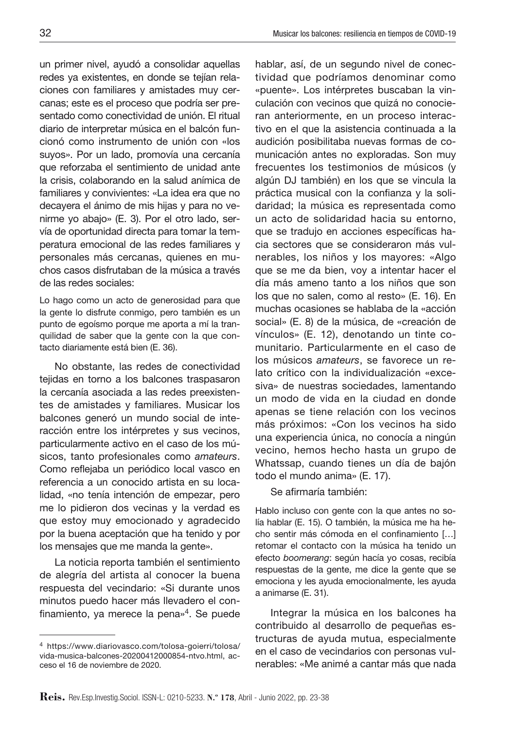un primer nivel, ayudó a consolidar aquellas redes ya existentes, en donde se tejían relaciones con familiares y amistades muy cercanas; este es el proceso que podría ser presentado como conectividad de unión. El ritual diario de interpretar música en el balcón funcionó como instrumento de unión con «los suyos». Por un lado, promovía una cercanía que reforzaba el sentimiento de unidad ante la crisis, colaborando en la salud anímica de familiares y convivientes: «La idea era que no decayera el ánimo de mis hijas y para no venirme yo abajo» (E. 3). Por el otro lado, servía de oportunidad directa para tomar la temperatura emocional de las redes familiares y personales más cercanas, quienes en muchos casos disfrutaban de la música a través de las redes sociales:

> Lo hago como un acto de generosidad para que la gente lo disfrute conmigo, pero también es un punto de egoísmo porque me aporta a mí la tranquilidad de saber que la gente con la que contacto diariamente está bien (E. 36).

No obstante, las redes de conectividad tejidas en torno a los balcones traspasaron la cercanía asociada a las redes preexistentes de amistades y familiares. Musicar los balcones generó un mundo social de interacción entre los intérpretes y sus vecinos, particularmente activo en el caso de los músicos, tanto profesionales como *amateurs*. Como reflejaba un periódico local vasco en referencia a un conocido artista en su localidad, «no tenía intención de empezar, pero me lo pidieron dos vecinas y la verdad es que estoy muy emocionado y agradecido por la buena aceptación que ha tenido y por los mensajes que me manda la gente».

La noticia reporta también el sentimiento de alegría del artista al conocer la buena respuesta del vecindario: «Si durante unos minutos puedo hacer más llevadero el confinamiento, ya merece la pena»[4]. Se puede hablar, así, de un segundo nivel de conectividad que podríamos denominar como «puente». Los intérpretes buscaban la vinculación con vecinos que quizá no conocieran anteriormente, en un proceso interactivo en el que la asistencia continuada a la audición posibilitaba nuevas formas de comunicación antes no exploradas. Son muy frecuentes los testimonios de músicos (y algún DJ también) en los que se vincula la práctica musical con la confianza y la solidaridad; la música es representada como un acto de solidaridad hacia su entorno, que se tradujo en acciones específicas hacia sectores que se consideraron más vulnerables, los niños y los mayores: «Algo que se me da bien, voy a intentar hacer el día más ameno tanto a los niños que son los que no salen, como al resto» (E. 16). En muchas ocasiones se hablaba de la «acción social» (E. 8) de la música, de «creación de vínculos» (E. 12), denotando un tinte comunitario. Particularmente en el caso de los músicos *amateurs*, se favorece un relato crítico con la individualización «excesiva» de nuestras sociedades, lamentando un modo de vida en la ciudad en donde apenas se tiene relación con los vecinos más próximos: «Con los vecinos ha sido una experiencia única, no conocía a ningún vecino, hemos hecho hasta un grupo de Whatssap, cuando tienes un día de bajón todo el mundo anima» (E. 17).

Se afirmaría también:

> Hablo incluso con gente con la que antes no solía hablar (E. 15). O también, la música me ha hecho sentir más cómoda en el confinamiento […] retomar el contacto con la música ha tenido un efecto *boomerang*: según hacía yo cosas, recibía respuestas de la gente, me dice la gente que se emociona y les ayuda emocionalmente, les ayuda a animarse (E. 31).

Integrar la música en los balcones ha contribuido al desarrollo de pequeñas estructuras de ayuda mutua, especialmente en el caso de vecindarios con personas vulnerables: «Me animé a cantar más que nada

---

[4] https://www.diariovasco.com/tolosa-goierri/tolosa/vida-musica-balcones-20200412000854-ntvo.html, acceso el 16 de noviembre de 2020.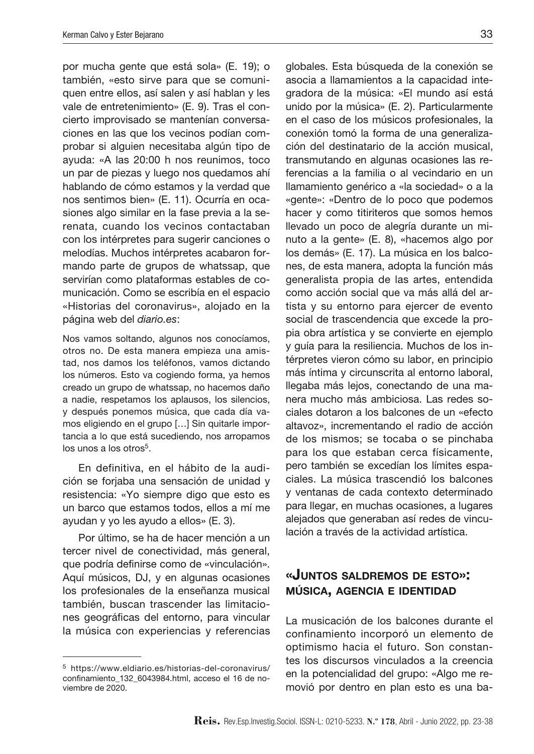por mucha gente que está sola» (E. 19); o también, «esto sirve para que se comuniquen entre ellos, así salen y así hablan y les vale de entretenimiento» (E. 9). Tras el concierto improvisado se mantenían conversaciones en las que los vecinos podían comprobar si alguien necesitaba algún tipo de ayuda: «A las 20:00 h nos reunimos, toco un par de piezas y luego nos quedamos ahí hablando de cómo estamos y la verdad que nos sentimos bien» (E. 11). Ocurría en ocasiones algo similar en la fase previa a la serenata, cuando los vecinos contactaban con los intérpretes para sugerir canciones o melodías. Muchos intérpretes acabaron formando parte de grupos de whatssap, que servirían como plataformas estables de comunicación. Como se escribía en el espacio «Historias del coronavirus», alojado en la página web del *diario.es*:

> Nos vamos soltando, algunos nos conocíamos, otros no. De esta manera empieza una amistad, nos damos los teléfonos, vamos dictando los números. Esto va cogiendo forma, ya hemos creado un grupo de whatssap, no hacemos daño a nadie, respetamos los aplausos, los silencios, y después ponemos música, que cada día vamos eligiendo en el grupo […] Sin quitarle importancia a lo que está sucediendo, nos arropamos los unos a los otros[5].

En definitiva, en el hábito de la audición se forjaba una sensación de unidad y resistencia: «Yo siempre digo que esto es un barco que estamos todos, ellos a mí me ayudan y yo les ayudo a ellos» (E. 3).

Por último, se ha de hacer mención a un tercer nivel de conectividad, más general, que podría definirse como de «vinculación». Aquí músicos, DJ, y en algunas ocasiones los profesionales de la enseñanza musical también, buscan trascender las limitaciones geográficas del entorno, para vincular la música con experiencias y referencias globales. Esta búsqueda de la conexión se asocia a llamamientos a la capacidad integradora de la música: «El mundo así está unido por la música» (E. 2). Particularmente en el caso de los músicos profesionales, la conexión tomó la forma de una generalización del destinatario de la acción musical, transmutando en algunas ocasiones las referencias a la familia o al vecindario en un llamamiento genérico a «la sociedad» o a la «gente»: «Dentro de lo poco que podemos hacer y como titiriteros que somos hemos llevado un poco de alegría durante un minuto a la gente» (E. 8), «hacemos algo por los demás» (E. 17). La música en los balcones, de esta manera, adopta la función más generalista propia de las artes, entendida como acción social que va más allá del artista y su entorno para ejercer de evento social de trascendencia que excede la propia obra artística y se convierte en ejemplo y guía para la resiliencia. Muchos de los intérpretes vieron cómo su labor, en principio más íntima y circunscrita al entorno laboral, llegaba más lejos, conectando de una manera mucho más ambiciosa. Las redes sociales dotaron a los balcones de un «efecto altavoz», incrementando el radio de acción de los mismos; se tocaba o se pinchaba para los que estaban cerca físicamente, pero también se excedían los límites espaciales. La música trascendió los balcones y ventanas de cada contexto determinado para llegar, en muchas ocasiones, a lugares alejados que generaban así redes de vinculación a través de la actividad artística.

## «Juntos saldremos de esto»: música, agencia e identidad

La musicación de los balcones durante el confinamiento incorporó un elemento de optimismo hacia el futuro. Son constantes los discursos vinculados a la creencia en la potencialidad del grupo: «Algo me removió por dentro en plan esto es una ba-

[5] https://www.eldiario.es/historias-del-coronavirus/confinamiento_132_6043984.html, acceso el 16 de noviembre de 2020.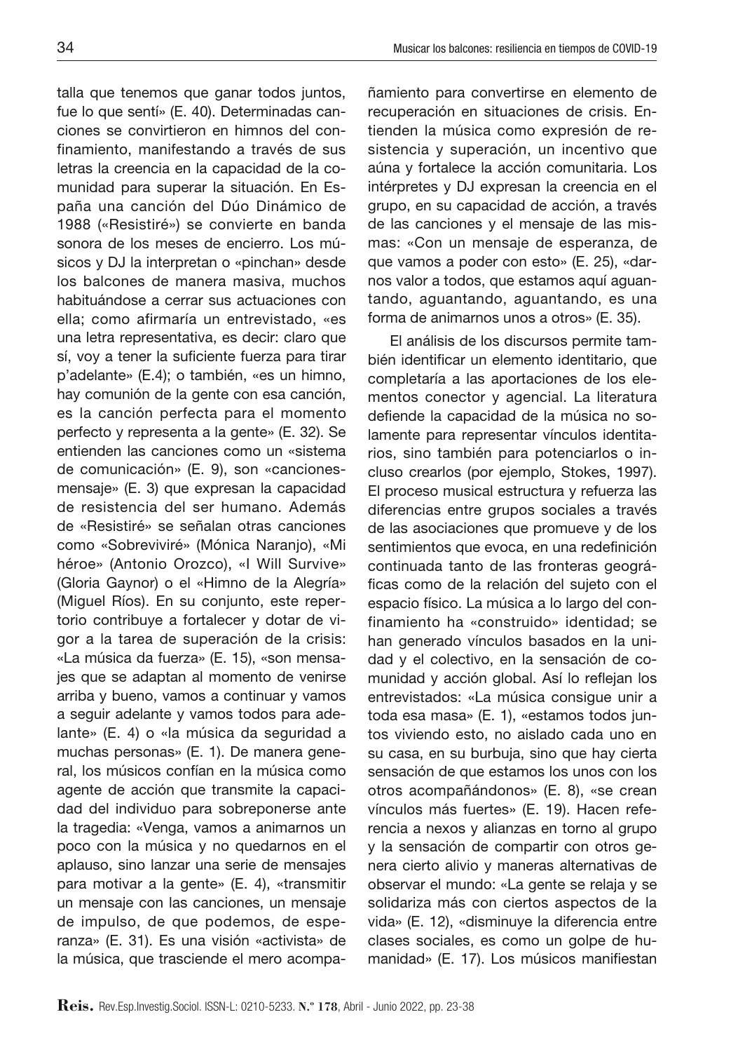talla que tenemos que ganar todos juntos, fue lo que sentí» (E. 40). Determinadas canciones se convirtieron en himnos del confinamiento, manifestando a través de sus letras la creencia en la capacidad de la comunidad para superar la situación. En España una canción del Dúo Dinámico de 1988 («Resistiré») se convierte en banda sonora de los meses de encierro. Los músicos y DJ la interpretan o «pinchan» desde los balcones de manera masiva, muchos habituándose a cerrar sus actuaciones con ella; como afirmaría un entrevistado, «es una letra representativa, es decir: claro que sí, voy a tener la suficiente fuerza para tirar p'adelante» (E.4); o también, «es un himno, hay comunión de la gente con esa canción, es la canción perfecta para el momento perfecto y representa a la gente» (E. 32). Se entienden las canciones como un «sistema de comunicación» (E. 9), son «canciones-mensaje» (E. 3) que expresan la capacidad de resistencia del ser humano. Además de «Resistiré» se señalan otras canciones como «Sobreviviré» (Mónica Naranjo), «Mi héroe» (Antonio Orozco), «I Will Survive» (Gloria Gaynor) o el «Himno de la Alegría» (Miguel Ríos). En su conjunto, este repertorio contribuye a fortalecer y dotar de vigor a la tarea de superación de la crisis: «La música da fuerza» (E. 15), «son mensajes que se adaptan al momento de venirse arriba y bueno, vamos a continuar y vamos a seguir adelante y vamos todos para adelante» (E. 4) o «la música da seguridad a muchas personas» (E. 1). De manera general, los músicos confían en la música como agente de acción que transmite la capacidad del individuo para sobreponerse ante la tragedia: «Venga, vamos a animarnos un poco con la música y no quedarnos en el aplauso, sino lanzar una serie de mensajes para motivar a la gente» (E. 4), «transmitir un mensaje con las canciones, un mensaje de impulso, de que podemos, de esperanza» (E. 31). Es una visión «activista» de la música, que trasciende el mero acompañamiento para convertirse en elemento de recuperación en situaciones de crisis. Entienden la música como expresión de resistencia y superación, un incentivo que aúna y fortalece la acción comunitaria. Los intérpretes y DJ expresan la creencia en el grupo, en su capacidad de acción, a través de las canciones y el mensaje de las mismas: «Con un mensaje de esperanza, de que vamos a poder con esto» (E. 25), «darnos valor a todos, que estamos aquí aguantando, aguantando, aguantando, es una forma de animarnos unos a otros» (E. 35).

El análisis de los discursos permite también identificar un elemento identitario, que completaría a las aportaciones de los elementos conector y agencial. La literatura defiende la capacidad de la música no solamente para representar vínculos identitarios, sino también para potenciarlos o incluso crearlos (por ejemplo, Stokes, 1997). El proceso musical estructura y refuerza las diferencias entre grupos sociales a través de las asociaciones que promueve y de los sentimientos que evoca, en una redefinición continuada tanto de las fronteras geográficas como de la relación del sujeto con el espacio físico. La música a lo largo del confinamiento ha «construido» identidad; se han generado vínculos basados en la unidad y el colectivo, en la sensación de comunidad y acción global. Así lo reflejan los entrevistados: «La música consigue unir a toda esa masa» (E. 1), «estamos todos juntos viviendo esto, no aislado cada uno en su casa, en su burbuja, sino que hay cierta sensación de que estamos los unos con los otros acompañándonos» (E. 8), «se crean vínculos más fuertes» (E. 19). Hacen referencia a nexos y alianzas en torno al grupo y la sensación de compartir con otros genera cierto alivio y maneras alternativas de observar el mundo: «La gente se relaja y se solidariza más con ciertos aspectos de la vida» (E. 12), «disminuye la diferencia entre clases sociales, es como un golpe de humanidad» (E. 17). Los músicos manifiestan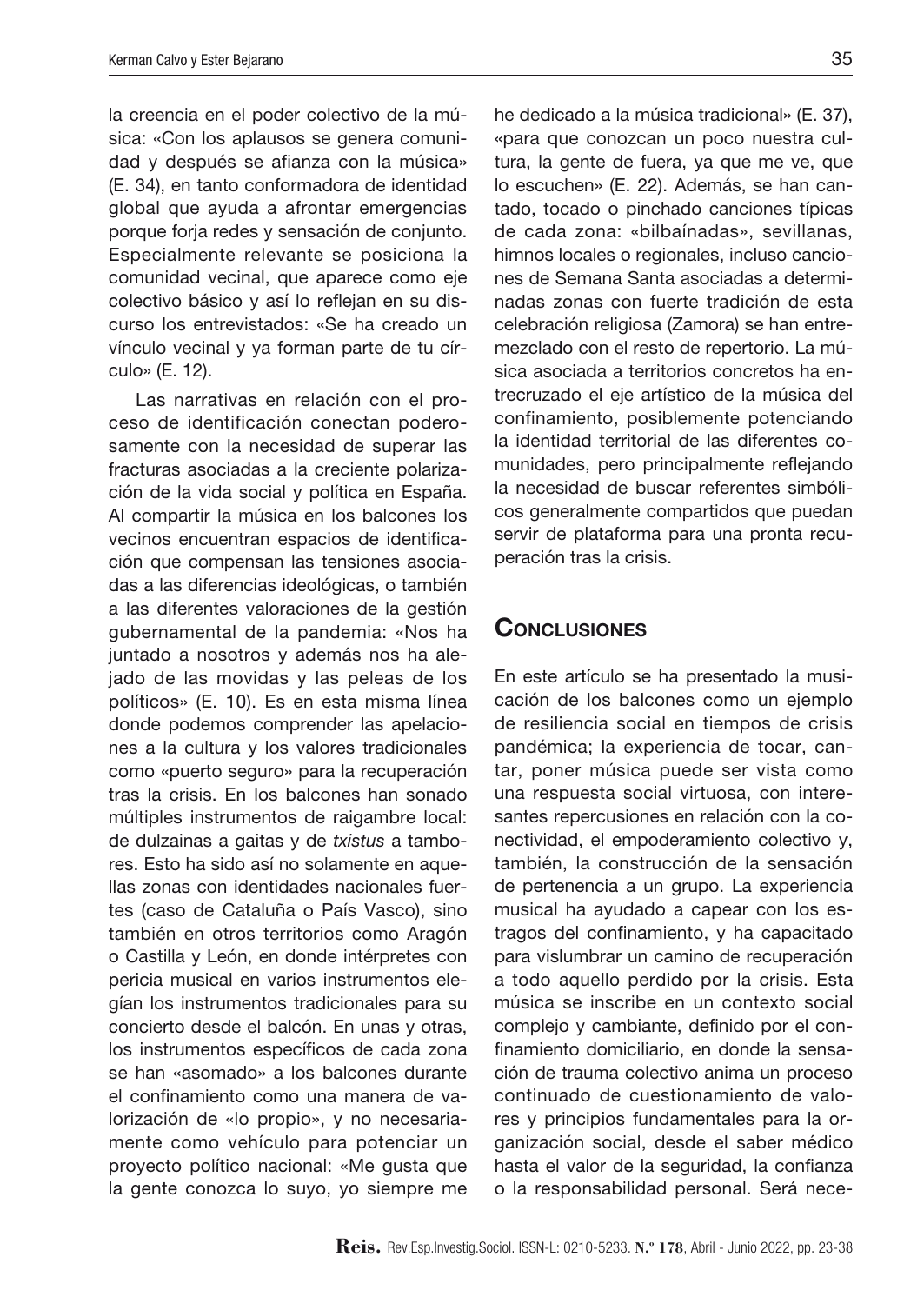la creencia en el poder colectivo de la música: «Con los aplausos se genera comunidad y después se afianza con la música» (E. 34), en tanto conformadora de identidad global que ayuda a afrontar emergencias porque forja redes y sensación de conjunto. Especialmente relevante se posiciona la comunidad vecinal, que aparece como eje colectivo básico y así lo reflejan en su discurso los entrevistados: «Se ha creado un vínculo vecinal y ya forman parte de tu círculo» (E. 12).

Las narrativas en relación con el proceso de identificación conectan poderosamente con la necesidad de superar las fracturas asociadas a la creciente polarización de la vida social y política en España. Al compartir la música en los balcones los vecinos encuentran espacios de identificación que compensan las tensiones asociadas a las diferencias ideológicas, o también a las diferentes valoraciones de la gestión gubernamental de la pandemia: «Nos ha juntado a nosotros y además nos ha alejado de las movidas y las peleas de los políticos» (E. 10). Es en esta misma línea donde podemos comprender las apelaciones a la cultura y los valores tradicionales como «puerto seguro» para la recuperación tras la crisis. En los balcones han sonado múltiples instrumentos de raigambre local: de dulzainas a gaitas y de *txistus* a tambores. Esto ha sido así no solamente en aquellas zonas con identidades nacionales fuertes (caso de Cataluña o País Vasco), sino también en otros territorios como Aragón o Castilla y León, en donde intérpretes con pericia musical en varios instrumentos elegían los instrumentos tradicionales para su concierto desde el balcón. En unas y otras, los instrumentos específicos de cada zona se han «asomado» a los balcones durante el confinamiento como una manera de valorización de «lo propio», y no necesariamente como vehículo para potenciar un proyecto político nacional: «Me gusta que la gente conozca lo suyo, yo siempre me he dedicado a la música tradicional» (E. 37), «para que conozcan un poco nuestra cultura, la gente de fuera, ya que me ve, que lo escuchen» (E. 22). Además, se han cantado, tocado o pinchado canciones típicas de cada zona: «bilbaínadas», sevillanas, himnos locales o regionales, incluso canciones de Semana Santa asociadas a determinadas zonas con fuerte tradición de esta celebración religiosa (Zamora) se han entremezclado con el resto de repertorio. La música asociada a territorios concretos ha entrecruzado el eje artístico de la música del confinamiento, posiblemente potenciando la identidad territorial de las diferentes comunidades, pero principalmente reflejando la necesidad de buscar referentes simbólicos generalmente compartidos que puedan servir de plataforma para una pronta recuperación tras la crisis.

## Conclusiones

En este artículo se ha presentado la musicación de los balcones como un ejemplo de resiliencia social en tiempos de crisis pandémica; la experiencia de tocar, cantar, poner música puede ser vista como una respuesta social virtuosa, con interesantes repercusiones en relación con la conectividad, el empoderamiento colectivo y, también, la construcción de la sensación de pertenencia a un grupo. La experiencia musical ha ayudado a capear con los estragos del confinamiento, y ha capacitado para vislumbrar un camino de recuperación a todo aquello perdido por la crisis. Esta música se inscribe en un contexto social complejo y cambiante, definido por el confinamiento domiciliario, en donde la sensación de trauma colectivo anima un proceso continuado de cuestionamiento de valores y principios fundamentales para la organización social, desde el saber médico hasta el valor de la seguridad, la confianza o la responsabilidad personal. Será nece-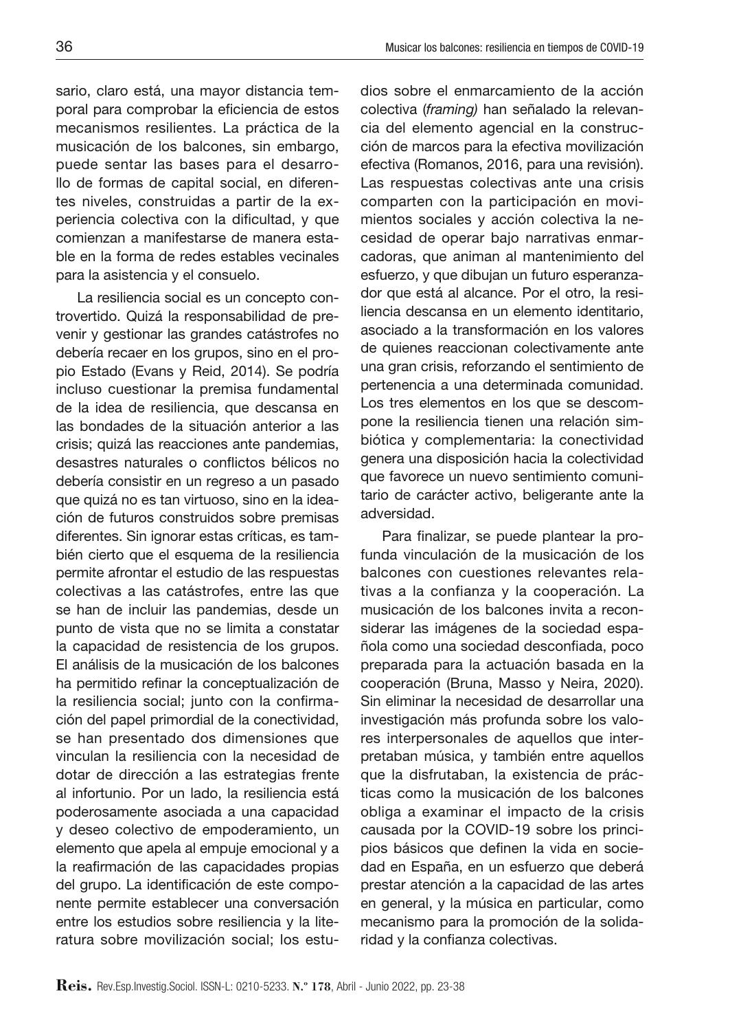sario, claro está, una mayor distancia temporal para comprobar la eficiencia de estos mecanismos resilientes. La práctica de la musicación de los balcones, sin embargo, puede sentar las bases para el desarrollo de formas de capital social, en diferentes niveles, construidas a partir de la experiencia colectiva con la dificultad, y que comienzan a manifestarse de manera estable en la forma de redes estables vecinales para la asistencia y el consuelo.

La resiliencia social es un concepto controvertido. Quizá la responsabilidad de prevenir y gestionar las grandes catástrofes no debería recaer en los grupos, sino en el propio Estado (Evans y Reid, 2014). Se podría incluso cuestionar la premisa fundamental de la idea de resiliencia, que descansa en las bondades de la situación anterior a las crisis; quizá las reacciones ante pandemias, desastres naturales o conflictos bélicos no debería consistir en un regreso a un pasado que quizá no es tan virtuoso, sino en la ideación de futuros construidos sobre premisas diferentes. Sin ignorar estas críticas, es también cierto que el esquema de la resiliencia permite afrontar el estudio de las respuestas colectivas a las catástrofes, entre las que se han de incluir las pandemias, desde un punto de vista que no se limita a constatar la capacidad de resistencia de los grupos. El análisis de la musicación de los balcones ha permitido refinar la conceptualización de la resiliencia social; junto con la confirmación del papel primordial de la conectividad, se han presentado dos dimensiones que vinculan la resiliencia con la necesidad de dotar de dirección a las estrategias frente al infortunio. Por un lado, la resiliencia está poderosamente asociada a una capacidad y deseo colectivo de empoderamiento, un elemento que apela al empuje emocional y a la reafirmación de las capacidades propias del grupo. La identificación de este componente permite establecer una conversación entre los estudios sobre resiliencia y la literatura sobre movilización social; los estudios sobre el enmarcamiento de la acción colectiva (*framing)* han señalado la relevancia del elemento agencial en la construcción de marcos para la efectiva movilización efectiva (Romanos, 2016, para una revisión). Las respuestas colectivas ante una crisis comparten con la participación en movimientos sociales y acción colectiva la necesidad de operar bajo narrativas enmarcadoras, que animan al mantenimiento del esfuerzo, y que dibujan un futuro esperanzador que está al alcance. Por el otro, la resiliencia descansa en un elemento identitario, asociado a la transformación en los valores de quienes reaccionan colectivamente ante una gran crisis, reforzando el sentimiento de pertenencia a una determinada comunidad. Los tres elementos en los que se descompone la resiliencia tienen una relación simbiótica y complementaria: la conectividad genera una disposición hacia la colectividad que favorece un nuevo sentimiento comunitario de carácter activo, beligerante ante la adversidad.

Para finalizar, se puede plantear la profunda vinculación de la musicación de los balcones con cuestiones relevantes relativas a la confianza y la cooperación. La musicación de los balcones invita a reconsiderar las imágenes de la sociedad española como una sociedad desconfiada, poco preparada para la actuación basada en la cooperación (Bruna, Masso y Neira, 2020). Sin eliminar la necesidad de desarrollar una investigación más profunda sobre los valores interpersonales de aquellos que interpretaban música, y también entre aquellos que la disfrutaban, la existencia de prácticas como la musicación de los balcones obliga a examinar el impacto de la crisis causada por la COVID-19 sobre los principios básicos que definen la vida en sociedad en España, en un esfuerzo que deberá prestar atención a la capacidad de las artes en general, y la música en particular, como mecanismo para la promoción de la solidaridad y la confianza colectivas.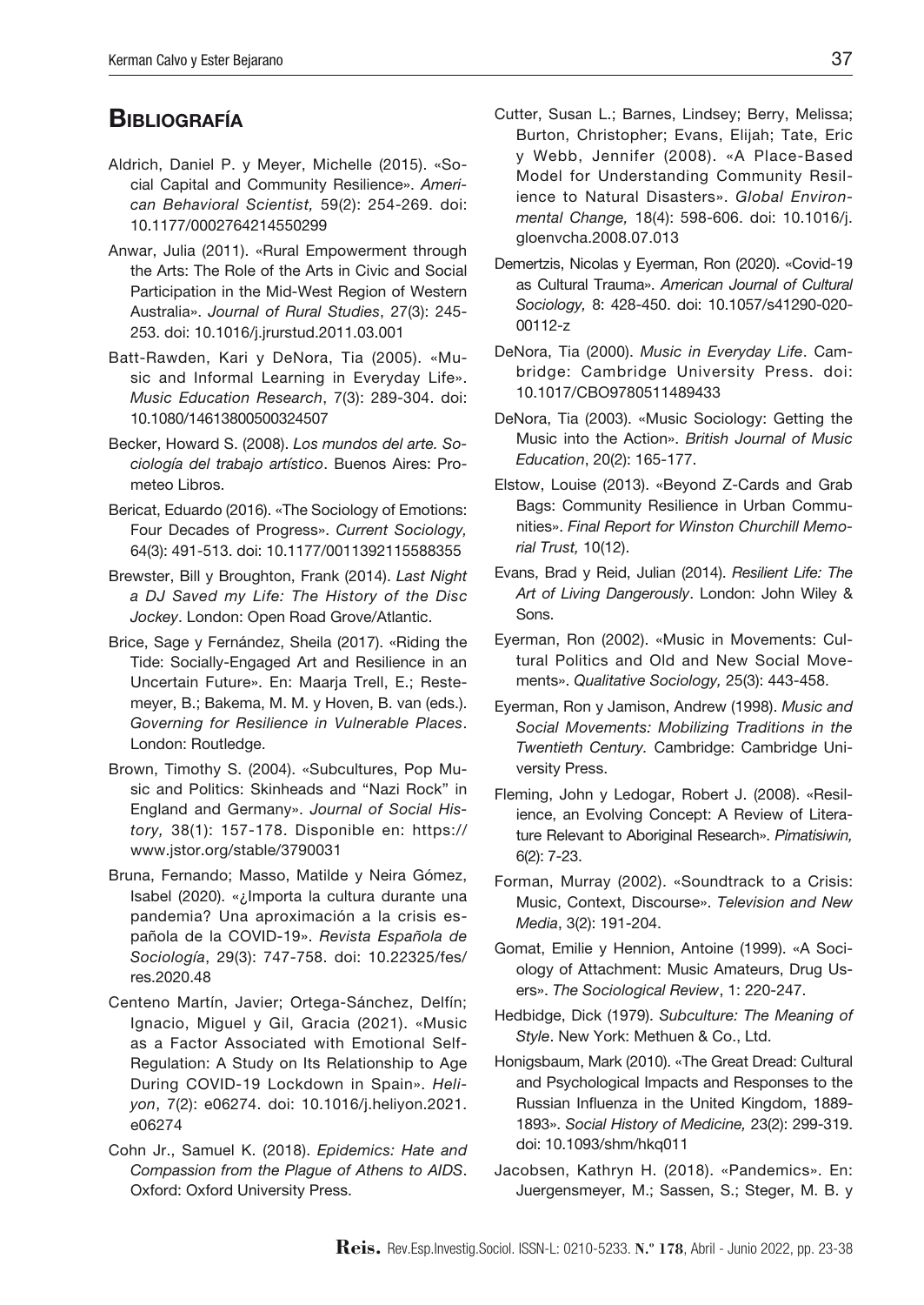## Bibliografía

Aldrich, Daniel P. y Meyer, Michelle (2015). «Social Capital and Community Resilience». *American Behavioral Scientist,* 59(2): 254-269. doi: 10.1177/0002764214550299

Anwar, Julia (2011). «Rural Empowerment through the Arts: The Role of the Arts in Civic and Social Participation in the Mid-West Region of Western Australia». *Journal of Rural Studies*, 27(3): 245-253. doi: 10.1016/j.jrurstud.2011.03.001

Batt-Rawden, Kari y DeNora, Tia (2005). «Music and Informal Learning in Everyday Life». *Music Education Research*, 7(3): 289-304. doi: 10.1080/14613800500324507

Becker, Howard S. (2008). *Los mundos del arte. Sociología del trabajo artístico*. Buenos Aires: Prometeo Libros.

Bericat, Eduardo (2016). «The Sociology of Emotions: Four Decades of Progress». *Current Sociology,* 64(3): 491-513. doi: 10.1177/0011392115588355

Brewster, Bill y Broughton, Frank (2014). *Last Night a DJ Saved my Life: The History of the Disc Jockey*. London: Open Road Grove/Atlantic.

Brice, Sage y Fernández, Sheila (2017). «Riding the Tide: Socially-Engaged Art and Resilience in an Uncertain Future». En: Maarja Trell, E.; Restemeyer, B.; Bakema, M. M. y Hoven, B. van (eds.). *Governing for Resilience in Vulnerable Places*. London: Routledge.

Brown, Timothy S. (2004). «Subcultures, Pop Music and Politics: Skinheads and "Nazi Rock" in England and Germany». *Journal of Social History,* 38(1): 157-178. Disponible en: https://www.jstor.org/stable/3790031

Bruna, Fernando; Masso, Matilde y Neira Gómez, Isabel (2020). «¿Importa la cultura durante una pandemia? Una aproximación a la crisis española de la COVID-19». *Revista Española de Sociología*, 29(3): 747-758. doi: 10.22325/fes/res.2020.48

Centeno Martín, Javier; Ortega-Sánchez, Delfín; Ignacio, Miguel y Gil, Gracia (2021). «Music as a Factor Associated with Emotional Self-Regulation: A Study on Its Relationship to Age During COVID-19 Lockdown in Spain». *Heliyon*, 7(2): e06274. doi: 10.1016/j.heliyon.2021.e06274

Cohn Jr., Samuel K. (2018). *Epidemics: Hate and Compassion from the Plague of Athens to AIDS*. Oxford: Oxford University Press.

Cutter, Susan L.; Barnes, Lindsey; Berry, Melissa; Burton, Christopher; Evans, Elijah; Tate, Eric y Webb, Jennifer (2008). «A Place-Based Model for Understanding Community Resilience to Natural Disasters». *Global Environmental Change,* 18(4): 598-606. doi: 10.1016/j.gloenvcha.2008.07.013

Demertzis, Nicolas y Eyerman, Ron (2020). «Covid-19 as Cultural Trauma». *American Journal of Cultural Sociology,* 8: 428-450. doi: 10.1057/s41290-020-00112-z

DeNora, Tia (2000). *Music in Everyday Life*. Cambridge: Cambridge University Press. doi: 10.1017/CBO9780511489433

DeNora, Tia (2003). «Music Sociology: Getting the Music into the Action». *British Journal of Music Education*, 20(2): 165-177.

Elstow, Louise (2013). «Beyond Z-Cards and Grab Bags: Community Resilience in Urban Communities». *Final Report for Winston Churchill Memorial Trust,* 10(12).

Evans, Brad y Reid, Julian (2014). *Resilient Life: The Art of Living Dangerously*. London: John Wiley & Sons.

Eyerman, Ron (2002). «Music in Movements: Cultural Politics and Old and New Social Movements». *Qualitative Sociology,* 25(3): 443-458.

Eyerman, Ron y Jamison, Andrew (1998). *Music and Social Movements: Mobilizing Traditions in the Twentieth Century.* Cambridge: Cambridge University Press.

Fleming, John y Ledogar, Robert J. (2008). «Resilience, an Evolving Concept: A Review of Literature Relevant to Aboriginal Research». *Pimatisiwin,* 6(2): 7-23.

Forman, Murray (2002). «Soundtrack to a Crisis: Music, Context, Discourse». *Television and New Media*, 3(2): 191-204.

Gomat, Emilie y Hennion, Antoine (1999). «A Sociology of Attachment: Music Amateurs, Drug Users». *The Sociological Review*, 1: 220-247.

Hedbidge, Dick (1979). *Subculture: The Meaning of Style*. New York: Methuen & Co., Ltd.

Honigsbaum, Mark (2010). «The Great Dread: Cultural and Psychological Impacts and Responses to the Russian Influenza in the United Kingdom, 1889-1893». *Social History of Medicine,* 23(2): 299-319. doi: 10.1093/shm/hkq011

Jacobsen, Kathryn H. (2018). «Pandemics». En: Juergensmeyer, M.; Sassen, S.; Steger, M. B. y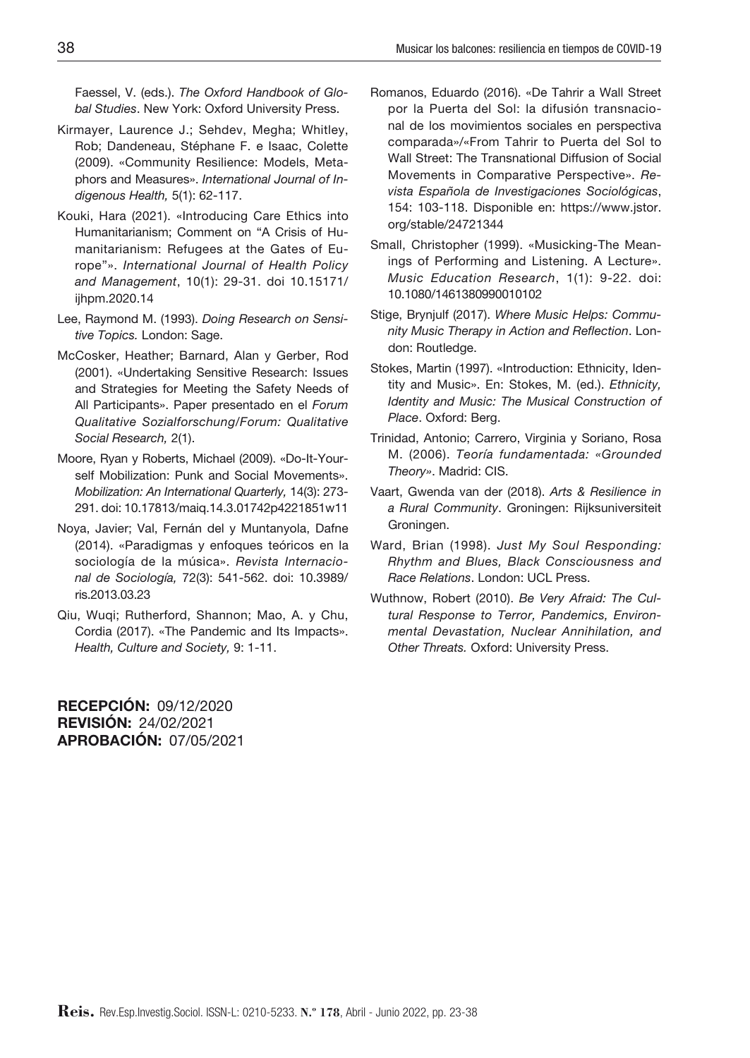Faessel, V. (eds.). *The Oxford Handbook of Global Studies*. New York: Oxford University Press.

Kirmayer, Laurence J.; Sehdev, Megha; Whitley, Rob; Dandeneau, Stéphane F. e Isaac, Colette (2009). «Community Resilience: Models, Metaphors and Measures». *International Journal of Indigenous Health,* 5(1): 62-117.

Kouki, Hara (2021). «Introducing Care Ethics into Humanitarianism; Comment on "A Crisis of Humanitarianism: Refugees at the Gates of Europe"». *International Journal of Health Policy and Management*, 10(1): 29-31. doi 10.15171/ijhpm.2020.14

Lee, Raymond M. (1993). *Doing Research on Sensitive Topics.* London: Sage.

McCosker, Heather; Barnard, Alan y Gerber, Rod (2001). «Undertaking Sensitive Research: Issues and Strategies for Meeting the Safety Needs of All Participants». Paper presentado en el *Forum Qualitative Sozialforschung/Forum: Qualitative Social Research,* 2(1).

Moore, Ryan y Roberts, Michael (2009). «Do-It-Yourself Mobilization: Punk and Social Movements». *Mobilization: An International Quarterly,* 14(3): 273-291. doi: 10.17813/maiq.14.3.01742p4221851w11

Noya, Javier; Val, Fernán del y Muntanyola, Dafne (2014). «Paradigmas y enfoques teóricos en la sociología de la música». *Revista Internacional de Sociología,* 72(3): 541-562. doi: 10.3989/ris.2013.03.23

Qiu, Wuqi; Rutherford, Shannon; Mao, A. y Chu, Cordia (2017). «The Pandemic and Its Impacts». *Health, Culture and Society,* 9: 1-11.

Romanos, Eduardo (2016). «De Tahrir a Wall Street por la Puerta del Sol: la difusión transnacional de los movimientos sociales en perspectiva comparada»/«From Tahrir to Puerta del Sol to Wall Street: The Transnational Diffusion of Social Movements in Comparative Perspective». *Revista Española de Investigaciones Sociológicas*, 154: 103-118. Disponible en: https://www.jstor.org/stable/24721344

Small, Christopher (1999). «Musicking-The Meanings of Performing and Listening. A Lecture». *Music Education Research*, 1(1): 9-22. doi: 10.1080/1461380990010102

Stige, Brynjulf (2017). *Where Music Helps: Community Music Therapy in Action and Reflection*. London: Routledge.

Stokes, Martin (1997). «Introduction: Ethnicity, Identity and Music». En: Stokes, M. (ed.). *Ethnicity, Identity and Music: The Musical Construction of Place*. Oxford: Berg.

Trinidad, Antonio; Carrero, Virginia y Soriano, Rosa M. (2006). *Teoría fundamentada: «Grounded Theory»*. Madrid: CIS.

Vaart, Gwenda van der (2018). *Arts & Resilience in a Rural Community*. Groningen: Rijksuniversiteit Groningen.

Ward, Brian (1998). *Just My Soul Responding: Rhythm and Blues, Black Consciousness and Race Relations*. London: UCL Press.

Wuthnow, Robert (2010). *Be Very Afraid: The Cultural Response to Terror, Pandemics, Environmental Devastation, Nuclear Annihilation, and Other Threats.* Oxford: University Press.

**RECEPCIÓN:** 09/12/2020
**REVISIÓN:** 24/02/2021
**APROBACIÓN:** 07/05/2021